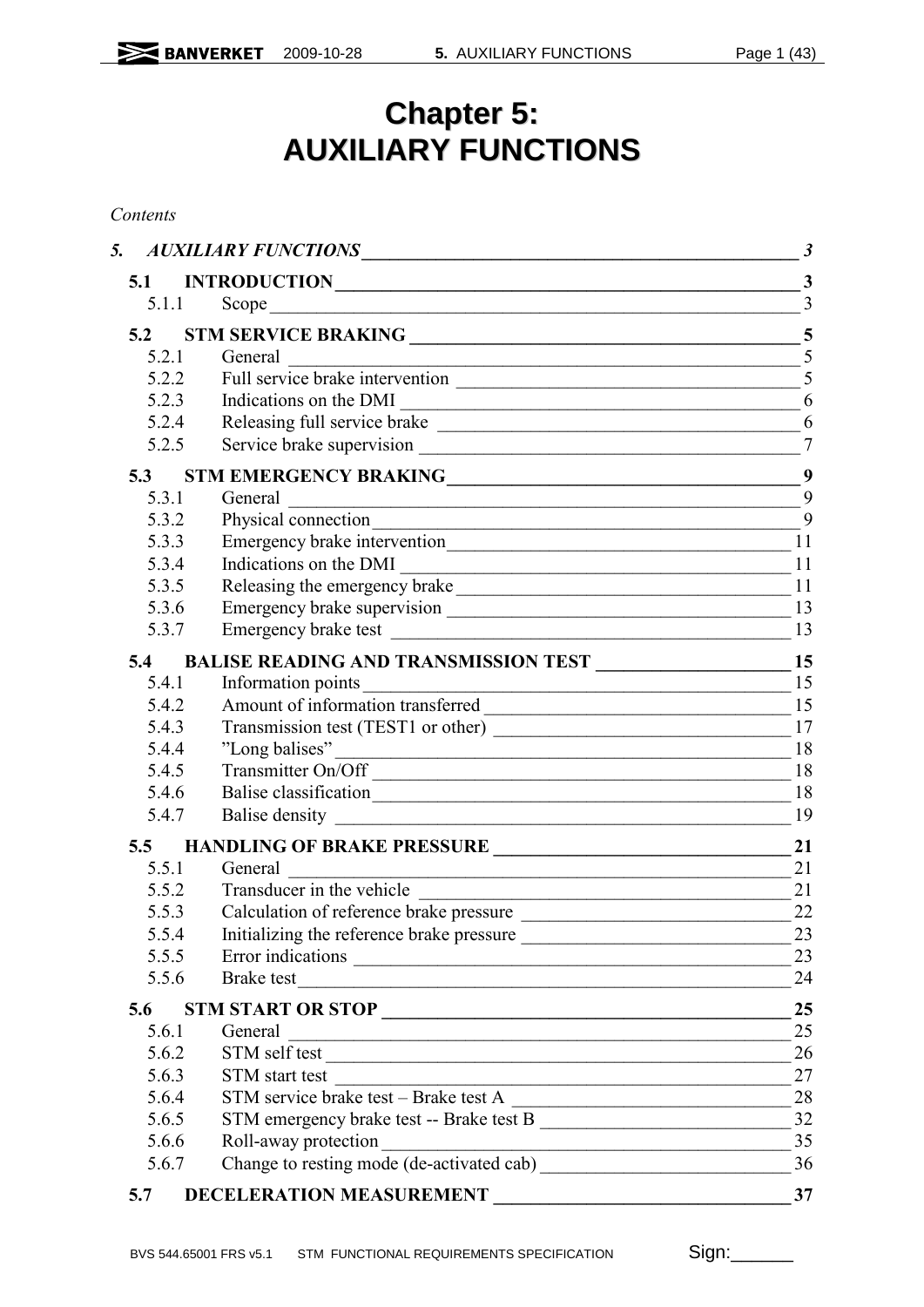# Chapter 5: AUXILIARY FUNCTIONS

*Contents*

*5. AUXILIARY FUNCTIONS* — *3*

- **5.1 INTRODUCTION** — **3**
  - 5.1.1 Scope — 3
- **5.2 STM SERVICE BRAKING** — **5**
  - 5.2.1 General — 5
  - 5.2.2 Full service brake intervention — 5
  - 5.2.3 Indications on the DMI — 6
  - 5.2.4 Releasing full service brake — 6
  - 5.2.5 Service brake supervision — 7
- **5.3 STM EMERGENCY BRAKING** — **9**
  - 5.3.1 General — 9
  - 5.3.2 Physical connection — 9
  - 5.3.3 Emergency brake intervention — 11
  - 5.3.4 Indications on the DMI — 11
  - 5.3.5 Releasing the emergency brake — 11
  - 5.3.6 Emergency brake supervision — 13
  - 5.3.7 Emergency brake test — 13
- **5.4 BALISE READING AND TRANSMISSION TEST** — **15**
  - 5.4.1 Information points — 15
  - 5.4.2 Amount of information transferred — 15
  - 5.4.3 Transmission test (TEST1 or other) — 17
  - 5.4.4 ”Long balises” — 18
  - 5.4.5 Transmitter On/Off — 18
  - 5.4.6 Balise classification — 18
  - 5.4.7 Balise density — 19
- **5.5 HANDLING OF BRAKE PRESSURE** — **21**
  - 5.5.1 General — 21
  - 5.5.2 Transducer in the vehicle — 21
  - 5.5.3 Calculation of reference brake pressure — 22
  - 5.5.4 Initializing the reference brake pressure — 23
  - 5.5.5 Error indications — 23
  - 5.5.6 Brake test — 24
- **5.6 STM START OR STOP** — **25**
  - 5.6.1 General — 25
  - 5.6.2 STM self test — 26
  - 5.6.3 STM start test — 27
  - 5.6.4 STM service brake test – Brake test A — 28
  - 5.6.5 STM emergency brake test -- Brake test B — 32
  - 5.6.6 Roll-away protection — 35
  - 5.6.7 Change to resting mode (de-activated cab) — 36
- **5.7 DECELERATION MEASUREMENT** — **37**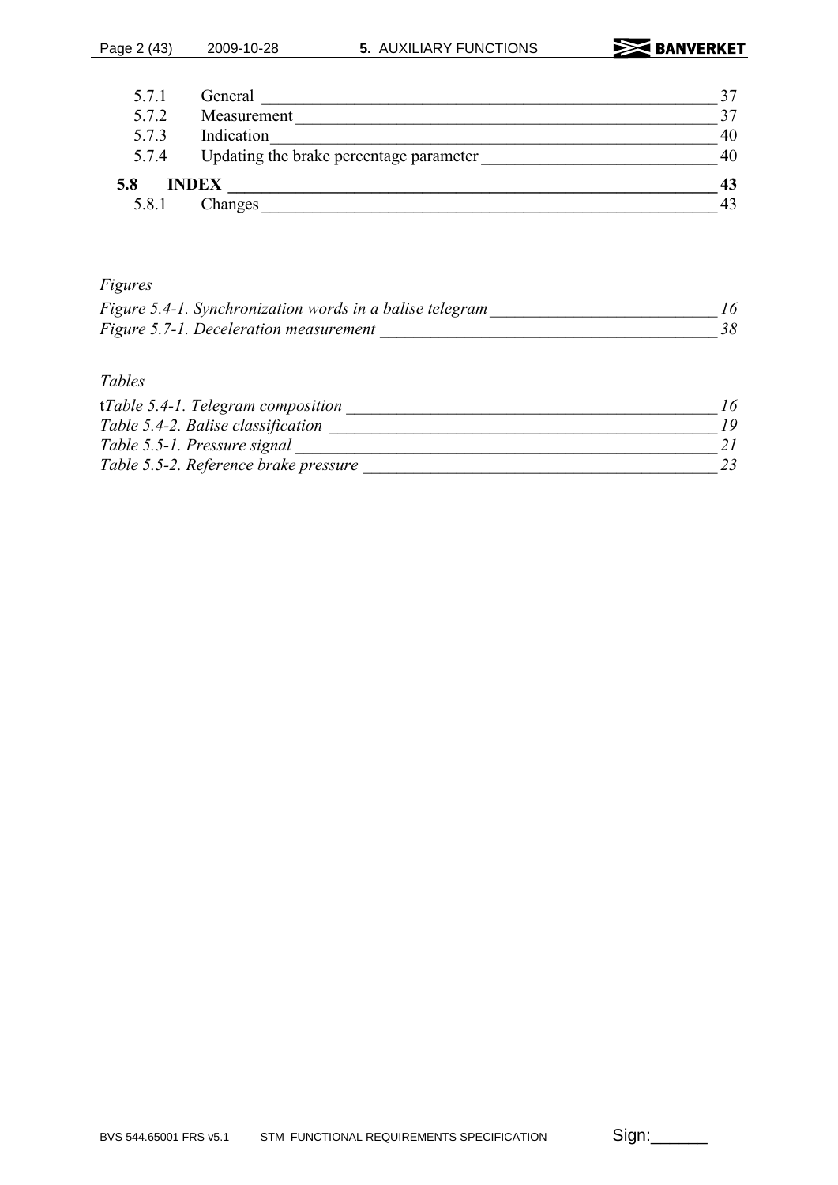5.7.1 General 37
5.7.2 Measurement 37
5.7.3 Indication 40
5.7.4 Updating the brake percentage parameter 40

**5.8 INDEX 43**

5.8.1 Changes 43

*Figures*

*Figure 5.4-1. Synchronization words in a balise telegram 16*
*Figure 5.7-1. Deceleration measurement 38*

*Tables*

t*Table 5.4-1. Telegram composition 16*
*Table 5.4-2. Balise classification 19*
*Table 5.5-1. Pressure signal 21*
*Table 5.5-2. Reference brake pressure 23*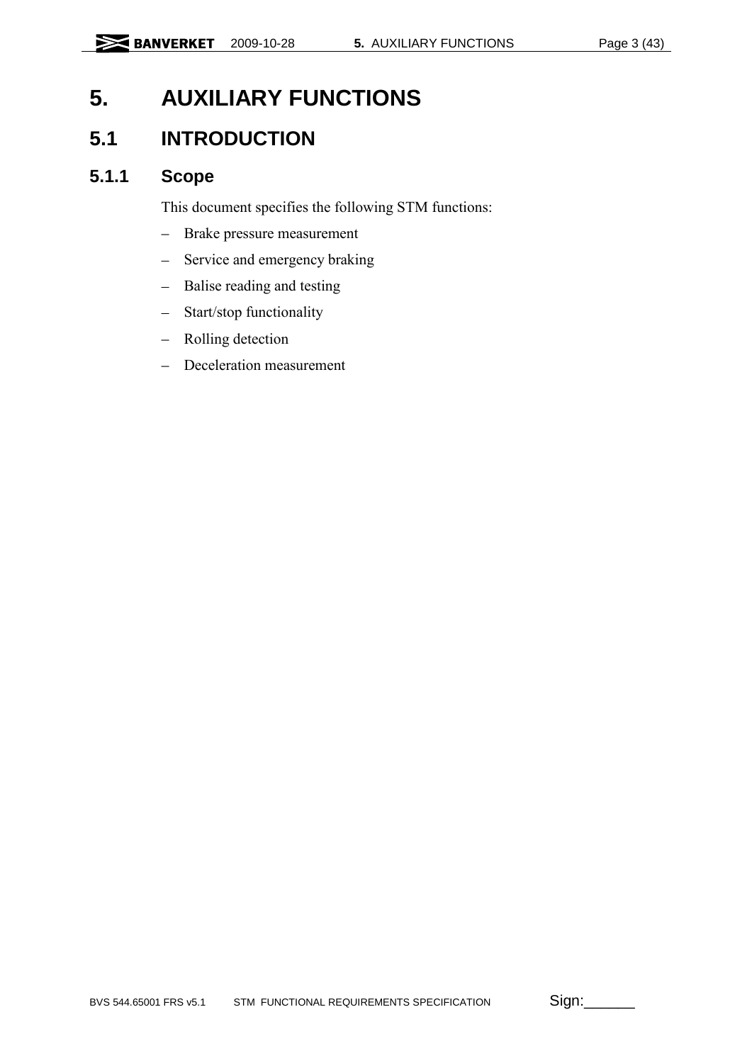# 5. AUXILIARY FUNCTIONS

## 5.1 INTRODUCTION

### 5.1.1 Scope

This document specifies the following STM functions:

- Brake pressure measurement
- Service and emergency braking
- Balise reading and testing
- Start/stop functionality
- Rolling detection
- Deceleration measurement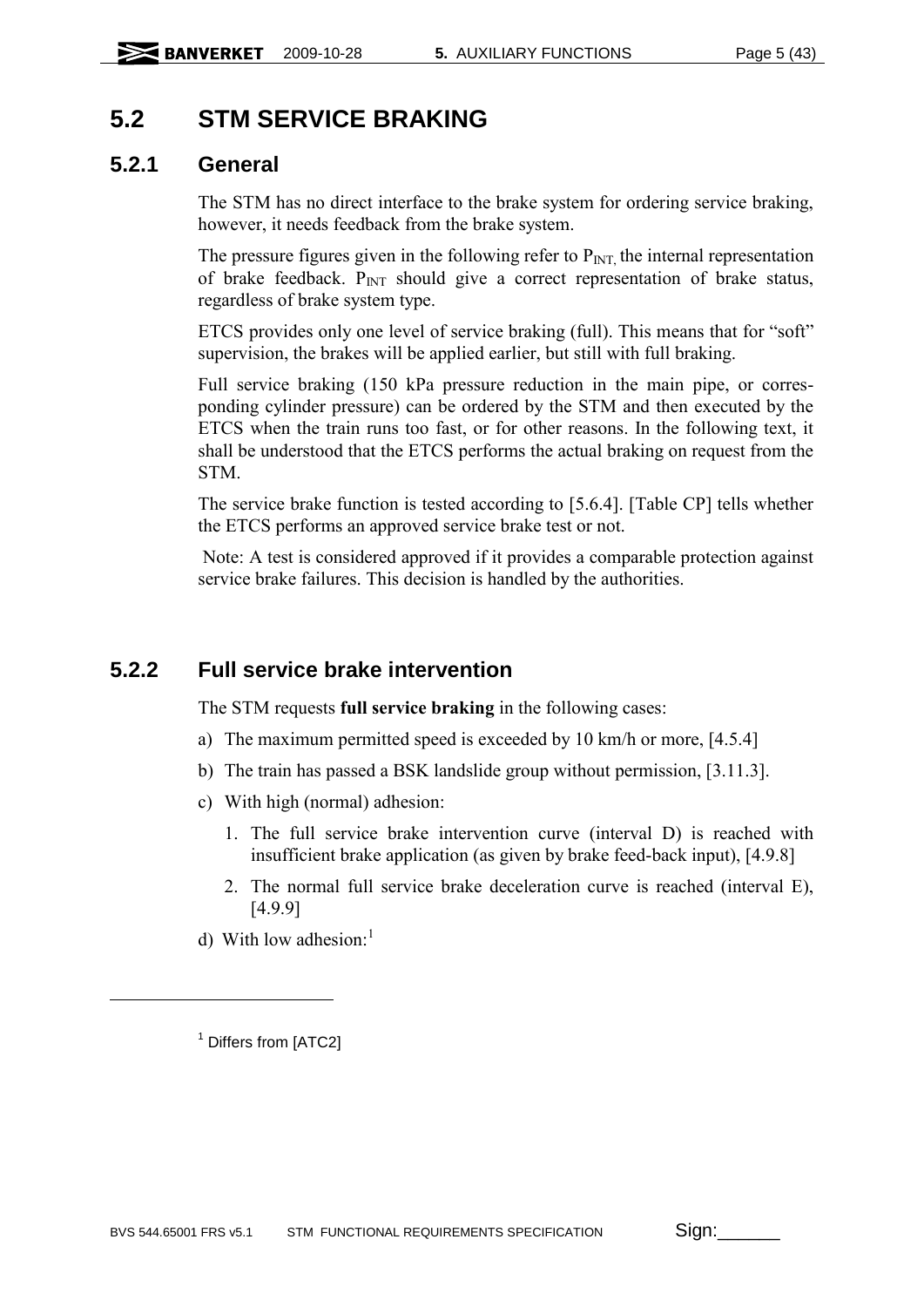## 5.2 STM SERVICE BRAKING

### 5.2.1 General

The STM has no direct interface to the brake system for ordering service braking, however, it needs feedback from the brake system.

The pressure figures given in the following refer to $P_{INT,}$ the internal representation of brake feedback. $P_{INT}$ should give a correct representation of brake status, regardless of brake system type.

ETCS provides only one level of service braking (full). This means that for “soft” supervision, the brakes will be applied earlier, but still with full braking.

Full service braking (150 kPa pressure reduction in the main pipe, or corresponding cylinder pressure) can be ordered by the STM and then executed by the ETCS when the train runs too fast, or for other reasons. In the following text, it shall be understood that the ETCS performs the actual braking on request from the STM.

The service brake function is tested according to [5.6.4]. [Table CP] tells whether the ETCS performs an approved service brake test or not.

Note: A test is considered approved if it provides a comparable protection against service brake failures. This decision is handled by the authorities.

### 5.2.2 Full service brake intervention

The STM requests **full service braking** in the following cases:

a) The maximum permitted speed is exceeded by 10 km/h or more, [4.5.4]

b) The train has passed a BSK landslide group without permission, [3.11.3].

c) With high (normal) adhesion:

   1. The full service brake intervention curve (interval D) is reached with insufficient brake application (as given by brake feed-back input), [4.9.8]

   2. The normal full service brake deceleration curve is reached (interval E), [4.9.9]

d) With low adhesion:[1]

[1] Differs from [ATC2]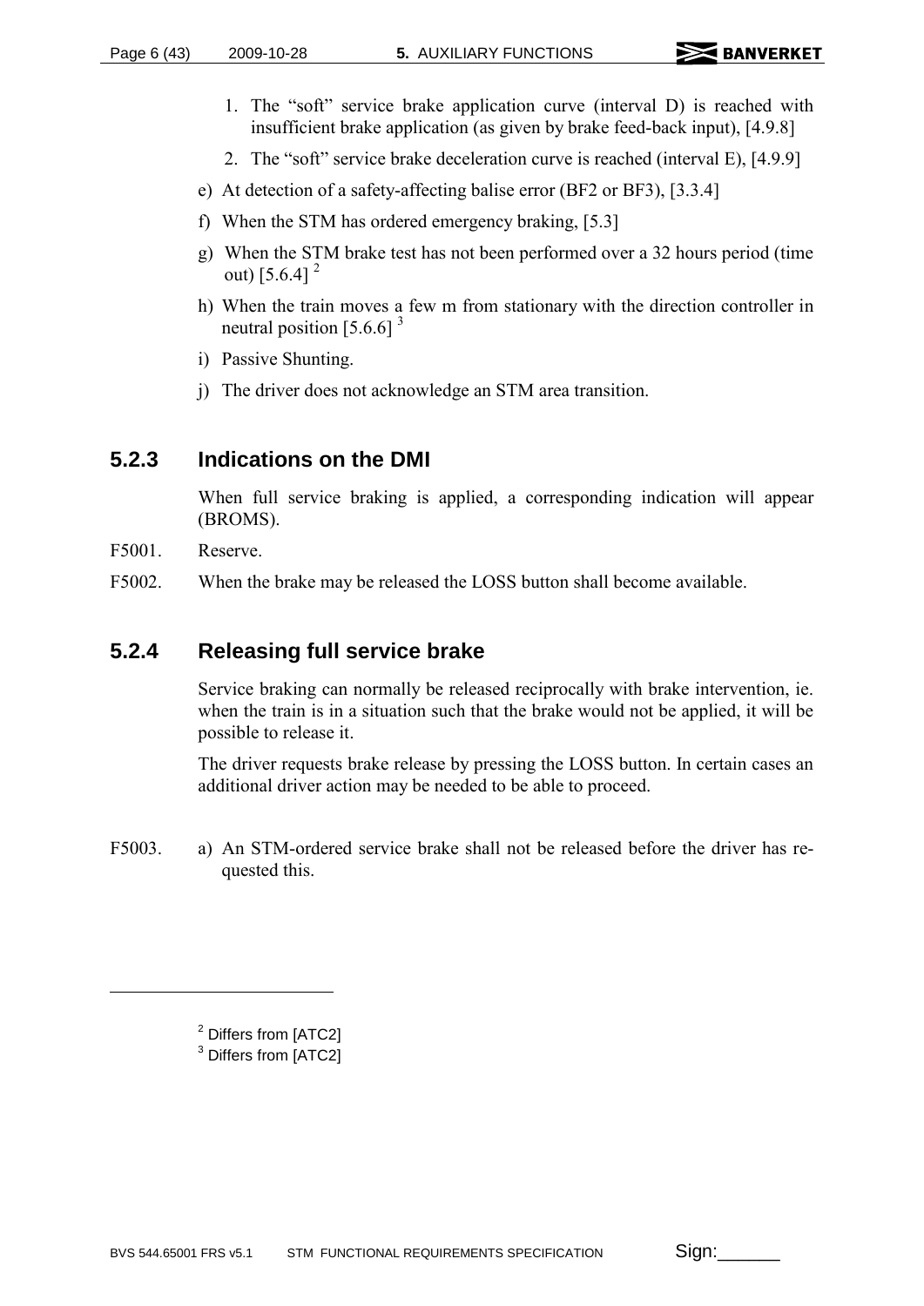1. The “soft” service brake application curve (interval D) is reached with insufficient brake application (as given by brake feed-back input), [4.9.8]
2. The “soft” service brake deceleration curve is reached (interval E), [4.9.9]

e) At detection of a safety-affecting balise error (BF2 or BF3), [3.3.4]

f) When the STM has ordered emergency braking, [5.3]

g) When the STM brake test has not been performed over a 32 hours period (time out) [5.6.4] [2]

h) When the train moves a few m from stationary with the direction controller in neutral position [5.6.6] [3]

i) Passive Shunting.

j) The driver does not acknowledge an STM area transition.

### 5.2.3 Indications on the DMI

When full service braking is applied, a corresponding indication will appear (BROMS).

F5001. Reserve.

F5002. When the brake may be released the LOSS button shall become available.

### 5.2.4 Releasing full service brake

Service braking can normally be released reciprocally with brake intervention, ie. when the train is in a situation such that the brake would not be applied, it will be possible to release it.

The driver requests brake release by pressing the LOSS button. In certain cases an additional driver action may be needed to be able to proceed.

F5003. a) An STM-ordered service brake shall not be released before the driver has requested this.

[2] Differs from [ATC2]

[3] Differs from [ATC2]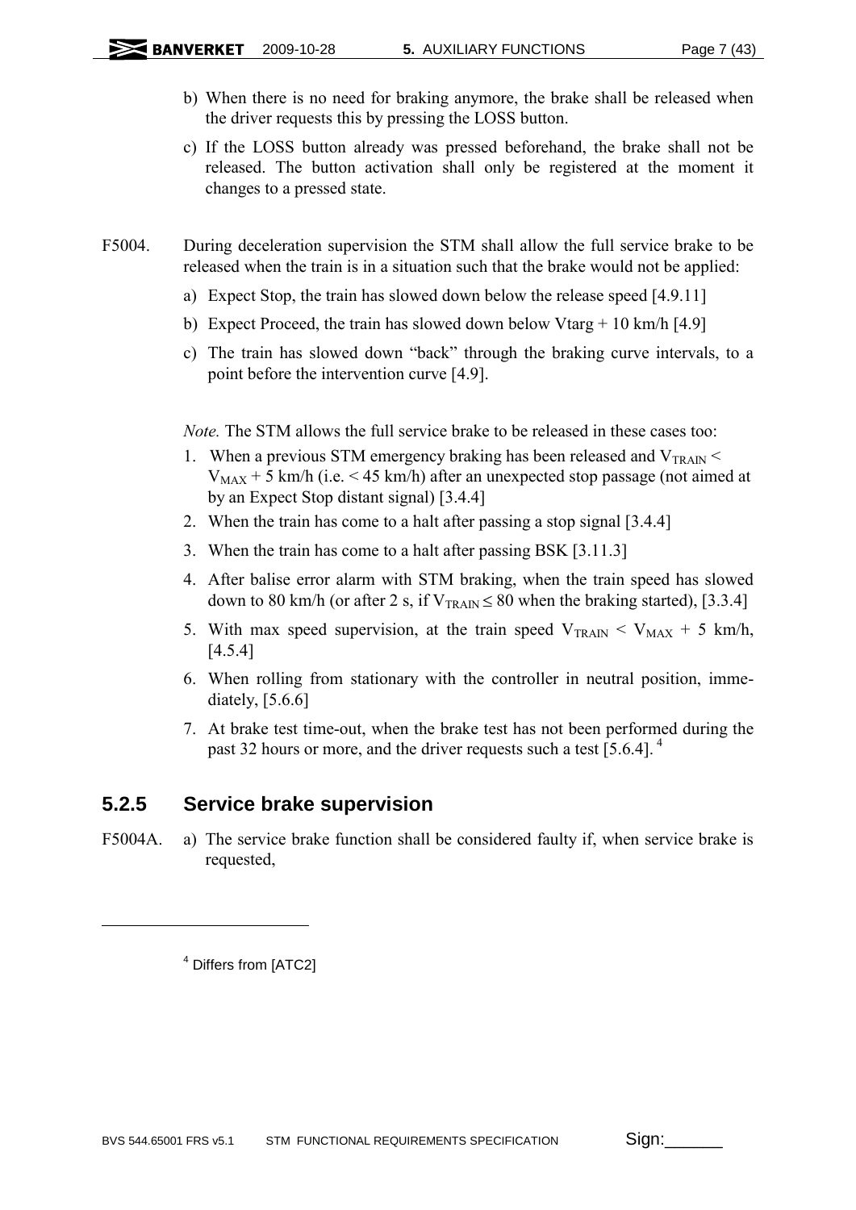b) When there is no need for braking anymore, the brake shall be released when the driver requests this by pressing the LOSS button.

c) If the LOSS button already was pressed beforehand, the brake shall not be released. The button activation shall only be registered at the moment it changes to a pressed state.

F5004. During deceleration supervision the STM shall allow the full service brake to be released when the train is in a situation such that the brake would not be applied:

a) Expect Stop, the train has slowed down below the release speed [4.9.11]

b) Expect Proceed, the train has slowed down below Vtarg + 10 km/h [4.9]

c) The train has slowed down "back" through the braking curve intervals, to a point before the intervention curve [4.9].

*Note.* The STM allows the full service brake to be released in these cases too:

1. When a previous STM emergency braking has been released and $V_{TRAIN} < V_{MAX} + 5$ km/h (i.e. < 45 km/h) after an unexpected stop passage (not aimed at by an Expect Stop distant signal) [3.4.4]
2. When the train has come to a halt after passing a stop signal [3.4.4]
3. When the train has come to a halt after passing BSK [3.11.3]
4. After balise error alarm with STM braking, when the train speed has slowed down to 80 km/h (or after 2 s, if $V_{TRAIN} \leq 80$ when the braking started), [3.3.4]
5. With max speed supervision, at the train speed $V_{TRAIN} < V_{MAX} + 5$ km/h, [4.5.4]
6. When rolling from stationary with the controller in neutral position, immediately, [5.6.6]
7. At brake test time-out, when the brake test has not been performed during the past 32 hours or more, and the driver requests such a test [5.6.4]. [4]

### 5.2.5 Service brake supervision

F5004A. a) The service brake function shall be considered faulty if, when service brake is requested,

[4] Differs from [ATC2]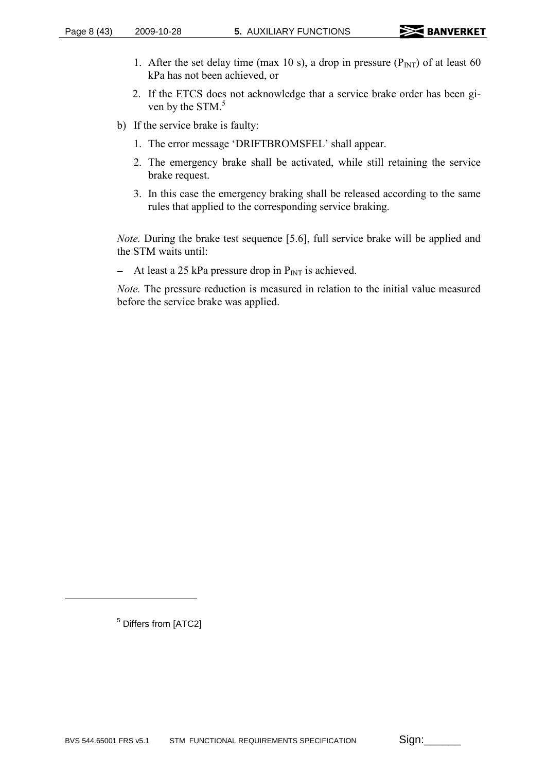1. After the set delay time (max 10 s), a drop in pressure ($P_{INT}$) of at least 60 kPa has not been achieved, or
2. If the ETCS does not acknowledge that a service brake order has been given by the STM.[5]

b) If the service brake is faulty:

1. The error message 'DRIFTBROMSFEL' shall appear.
2. The emergency brake shall be activated, while still retaining the service brake request.
3. In this case the emergency braking shall be released according to the same rules that applied to the corresponding service braking.

*Note.* During the brake test sequence [5.6], full service brake will be applied and the STM waits until:

– At least a 25 kPa pressure drop in $P_{INT}$ is achieved.

*Note.* The pressure reduction is measured in relation to the initial value measured before the service brake was applied.

[5] Differs from [ATC2]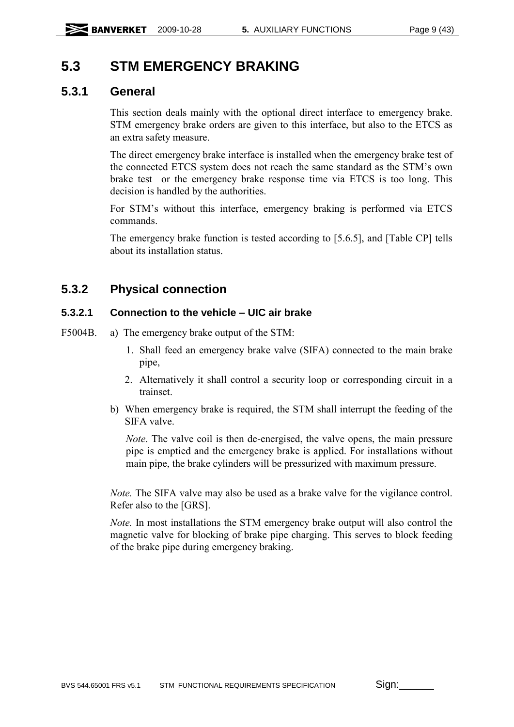# 5.3 STM EMERGENCY BRAKING

## 5.3.1 General

This section deals mainly with the optional direct interface to emergency brake. STM emergency brake orders are given to this interface, but also to the ETCS as an extra safety measure.

The direct emergency brake interface is installed when the emergency brake test of the connected ETCS system does not reach the same standard as the STM's own brake test or the emergency brake response time via ETCS is too long. This decision is handled by the authorities.

For STM's without this interface, emergency braking is performed via ETCS commands.

The emergency brake function is tested according to [5.6.5], and [Table CP] tells about its installation status.

## 5.3.2 Physical connection

### 5.3.2.1 Connection to the vehicle – UIC air brake

F5004B. a) The emergency brake output of the STM:

1. Shall feed an emergency brake valve (SIFA) connected to the main brake pipe,
2. Alternatively it shall control a security loop or corresponding circuit in a trainset.

b) When emergency brake is required, the STM shall interrupt the feeding of the SIFA valve.

*Note*. The valve coil is then de-energised, the valve opens, the main pressure pipe is emptied and the emergency brake is applied. For installations without main pipe, the brake cylinders will be pressurized with maximum pressure.

*Note.* The SIFA valve may also be used as a brake valve for the vigilance control. Refer also to the [GRS].

*Note.* In most installations the STM emergency brake output will also control the magnetic valve for blocking of brake pipe charging. This serves to block feeding of the brake pipe during emergency braking.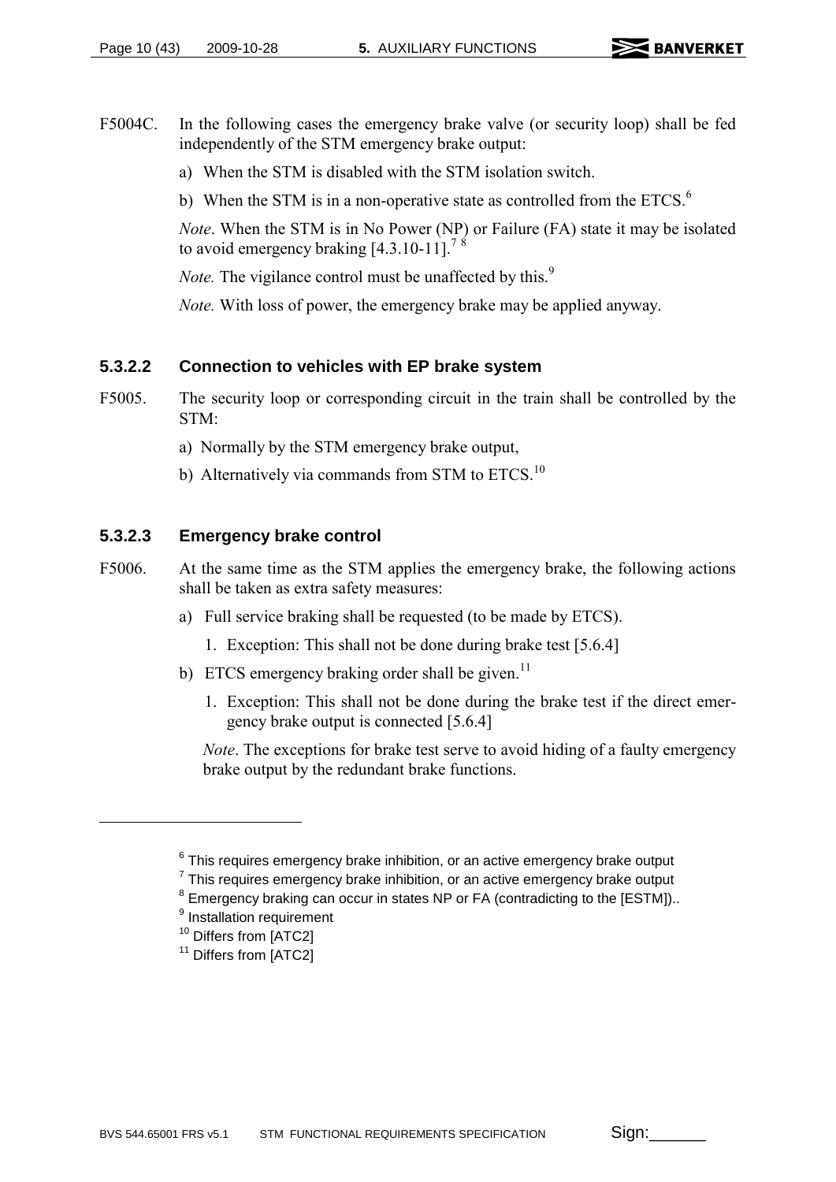F5004C. In the following cases the emergency brake valve (or security loop) shall be fed independently of the STM emergency brake output:

a) When the STM is disabled with the STM isolation switch.

b) When the STM is in a non-operative state as controlled from the ETCS.[6]

*Note*. When the STM is in No Power (NP) or Failure (FA) state it may be isolated to avoid emergency braking [4.3.10-11].[7] [8]

*Note.* The vigilance control must be unaffected by this.[9]

*Note.* With loss of power, the emergency brake may be applied anyway.

### 5.3.2.2 Connection to vehicles with EP brake system

F5005. The security loop or corresponding circuit in the train shall be controlled by the STM:

a) Normally by the STM emergency brake output,

b) Alternatively via commands from STM to ETCS.[10]

### 5.3.2.3 Emergency brake control

F5006. At the same time as the STM applies the emergency brake, the following actions shall be taken as extra safety measures:

a) Full service braking shall be requested (to be made by ETCS).

1. Exception: This shall not be done during brake test [5.6.4]

b) ETCS emergency braking order shall be given.[11]

1. Exception: This shall not be done during the brake test if the direct emergency brake output is connected [5.6.4]

*Note*. The exceptions for brake test serve to avoid hiding of a faulty emergency brake output by the redundant brake functions.

---

[6] This requires emergency brake inhibition, or an active emergency brake output

[7] This requires emergency brake inhibition, or an active emergency brake output

[8] Emergency braking can occur in states NP or FA (contradicting to the [ESTM])..

[9] Installation requirement

[10] Differs from [ATC2]

[11] Differs from [ATC2]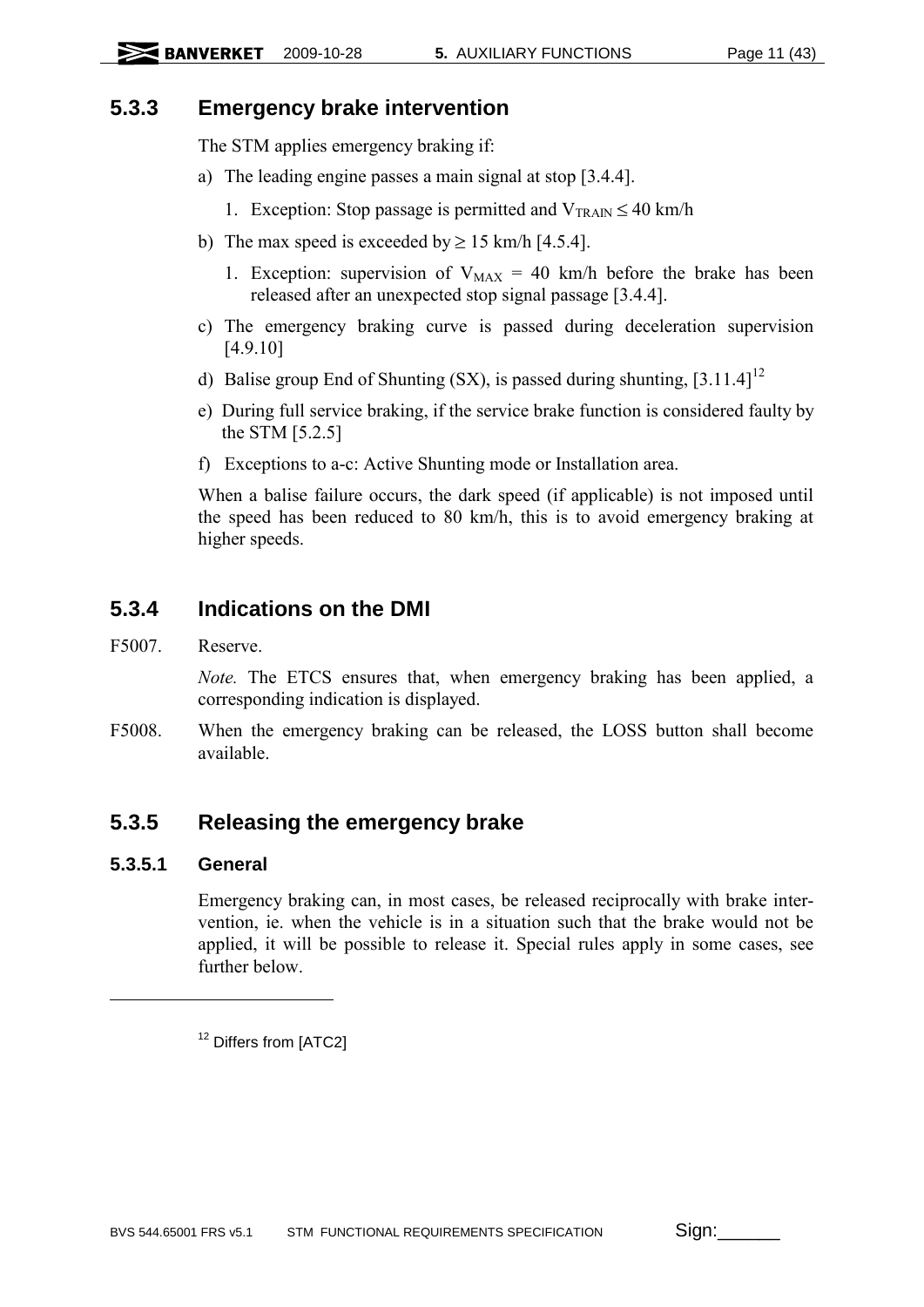### 5.3.3 Emergency brake intervention

The STM applies emergency braking if:

a) The leading engine passes a main signal at stop [3.4.4].

   1. Exception: Stop passage is permitted and $V_{TRAIN} \leq 40$ km/h

b) The max speed is exceeded by ≥ 15 km/h [4.5.4].

   1. Exception: supervision of $V_{MAX} = 40$ km/h before the brake has been released after an unexpected stop signal passage [3.4.4].

c) The emergency braking curve is passed during deceleration supervision [4.9.10]

d) Balise group End of Shunting (SX), is passed during shunting, [3.11.4][12]

e) During full service braking, if the service brake function is considered faulty by the STM [5.2.5]

f) Exceptions to a-c: Active Shunting mode or Installation area.

When a balise failure occurs, the dark speed (if applicable) is not imposed until the speed has been reduced to 80 km/h, this is to avoid emergency braking at higher speeds.

### 5.3.4 Indications on the DMI

F5007. Reserve.

*Note.* The ETCS ensures that, when emergency braking has been applied, a corresponding indication is displayed.

F5008. When the emergency braking can be released, the LOSS button shall become available.

### 5.3.5 Releasing the emergency brake

#### 5.3.5.1 General

Emergency braking can, in most cases, be released reciprocally with brake intervention, ie. when the vehicle is in a situation such that the brake would not be applied, it will be possible to release it. Special rules apply in some cases, see further below.

[12] Differs from [ATC2]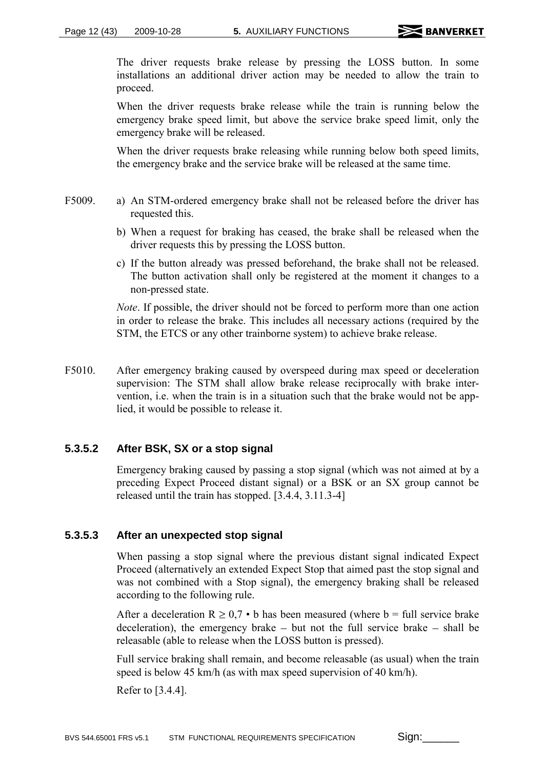The driver requests brake release by pressing the LOSS button. In some installations an additional driver action may be needed to allow the train to proceed.

When the driver requests brake release while the train is running below the emergency brake speed limit, but above the service brake speed limit, only the emergency brake will be released.

When the driver requests brake releasing while running below both speed limits, the emergency brake and the service brake will be released at the same time.

F5009.

a) An STM-ordered emergency brake shall not be released before the driver has requested this.

b) When a request for braking has ceased, the brake shall be released when the driver requests this by pressing the LOSS button.

c) If the button already was pressed beforehand, the brake shall not be released. The button activation shall only be registered at the moment it changes to a non-pressed state.

*Note*. If possible, the driver should not be forced to perform more than one action in order to release the brake. This includes all necessary actions (required by the STM, the ETCS or any other trainborne system) to achieve brake release.

F5010. After emergency braking caused by overspeed during max speed or deceleration supervision: The STM shall allow brake release reciprocally with brake intervention, i.e. when the train is in a situation such that the brake would not be applied, it would be possible to release it.

### 5.3.5.2 After BSK, SX or a stop signal

Emergency braking caused by passing a stop signal (which was not aimed at by a preceding Expect Proceed distant signal) or a BSK or an SX group cannot be released until the train has stopped. [3.4.4, 3.11.3-4]

### 5.3.5.3 After an unexpected stop signal

When passing a stop signal where the previous distant signal indicated Expect Proceed (alternatively an extended Expect Stop that aimed past the stop signal and was not combined with a Stop signal), the emergency braking shall be released according to the following rule.

After a deceleration $R \geq 0{,}7 \cdot b$ has been measured (where b = full service brake deceleration), the emergency brake – but not the full service brake – shall be releasable (able to release when the LOSS button is pressed).

Full service braking shall remain, and become releasable (as usual) when the train speed is below 45 km/h (as with max speed supervision of 40 km/h).

Refer to [3.4.4].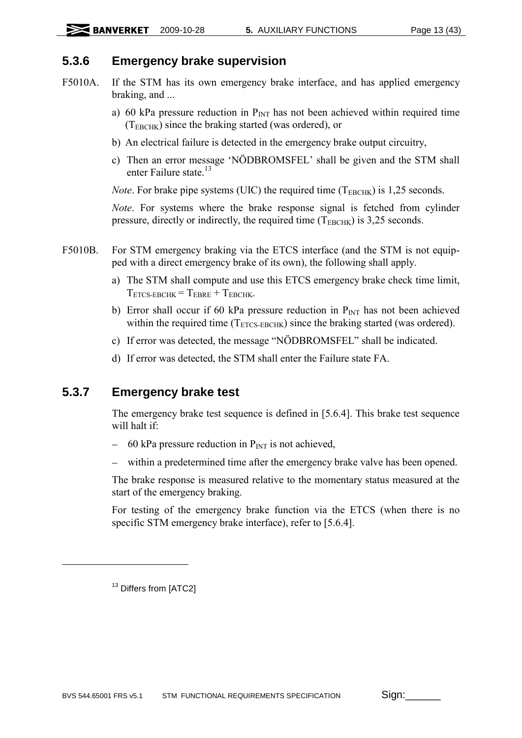### 5.3.6 Emergency brake supervision

F5010A. If the STM has its own emergency brake interface, and has applied emergency braking, and ...

a) 60 kPa pressure reduction in $P_{INT}$ has not been achieved within required time ($T_{EBCHK}$) since the braking started (was ordered), or

b) An electrical failure is detected in the emergency brake output circuitry,

c) Then an error message 'NÖDBROMSFEL' shall be given and the STM shall enter Failure state.[13]

*Note*. For brake pipe systems (UIC) the required time ($T_{EBCHK}$) is 1,25 seconds.

*Note*. For systems where the brake response signal is fetched from cylinder pressure, directly or indirectly, the required time ($T_{EBCHK}$) is 3,25 seconds.

F5010B. For STM emergency braking via the ETCS interface (and the STM is not equipped with a direct emergency brake of its own), the following shall apply.

a) The STM shall compute and use this ETCS emergency brake check time limit, $T_{ETCS\text{-}EBCHK} = T_{EBRE} + T_{EBCHK}$.

b) Error shall occur if 60 kPa pressure reduction in $P_{INT}$ has not been achieved within the required time ($T_{ETCS\text{-}EBCHK}$) since the braking started (was ordered).

c) If error was detected, the message "NÖDBROMSFEL" shall be indicated.

d) If error was detected, the STM shall enter the Failure state FA.

### 5.3.7 Emergency brake test

The emergency brake test sequence is defined in [5.6.4]. This brake test sequence will halt if:

- 60 kPa pressure reduction in $P_{INT}$ is not achieved,
- within a predetermined time after the emergency brake valve has been opened.

The brake response is measured relative to the momentary status measured at the start of the emergency braking.

For testing of the emergency brake function via the ETCS (when there is no specific STM emergency brake interface), refer to [5.6.4].

---

[13] Differs from [ATC2]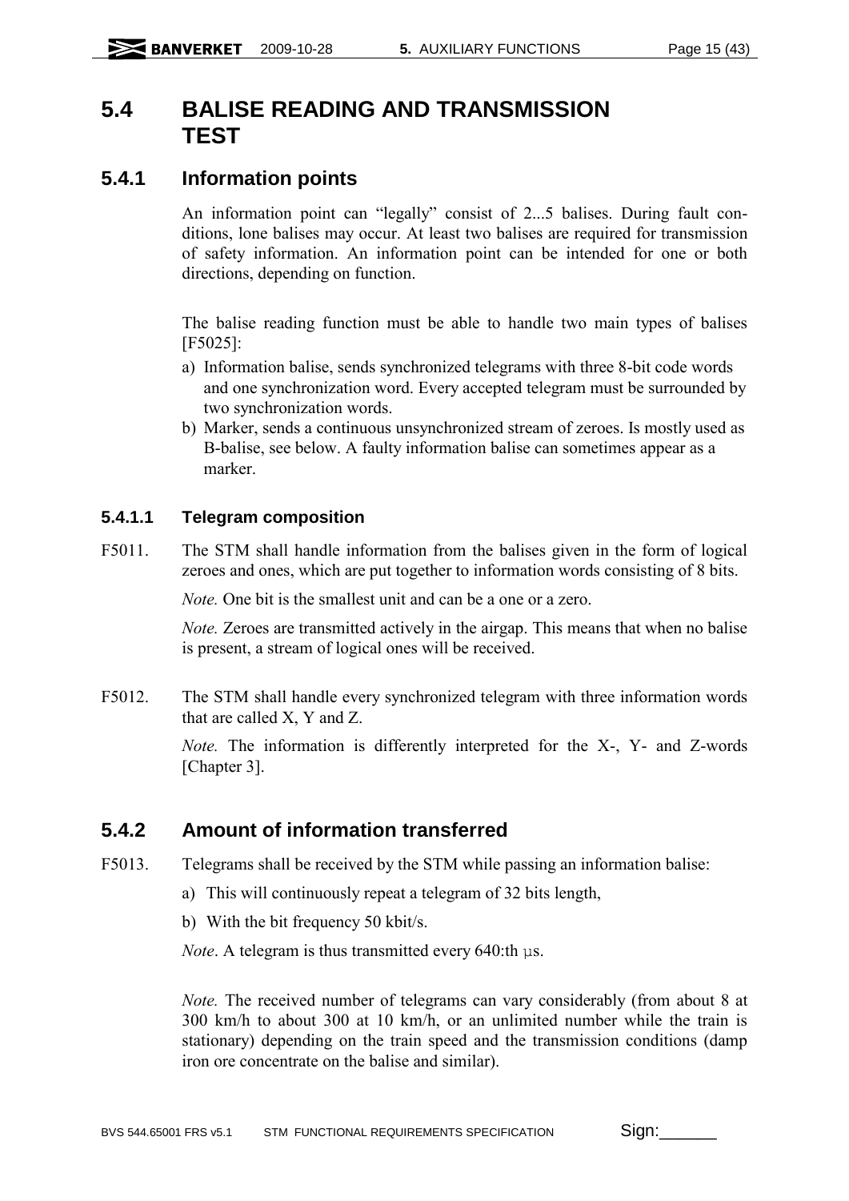# 5.4 BALISE READING AND TRANSMISSION TEST

## 5.4.1 Information points

An information point can "legally" consist of 2...5 balises. During fault conditions, lone balises may occur. At least two balises are required for transmission of safety information. An information point can be intended for one or both directions, depending on function.

The balise reading function must be able to handle two main types of balises [F5025]:

a) Information balise, sends synchronized telegrams with three 8-bit code words and one synchronization word. Every accepted telegram must be surrounded by two synchronization words.
b) Marker, sends a continuous unsynchronized stream of zeroes. Is mostly used as B-balise, see below. A faulty information balise can sometimes appear as a marker.

### 5.4.1.1 Telegram composition

F5011. The STM shall handle information from the balises given in the form of logical zeroes and ones, which are put together to information words consisting of 8 bits.

*Note.* One bit is the smallest unit and can be a one or a zero.

*Note.* Zeroes are transmitted actively in the airgap. This means that when no balise is present, a stream of logical ones will be received.

F5012. The STM shall handle every synchronized telegram with three information words that are called X, Y and Z.

*Note.* The information is differently interpreted for the X-, Y- and Z-words [Chapter 3].

## 5.4.2 Amount of information transferred

F5013. Telegrams shall be received by the STM while passing an information balise:

a) This will continuously repeat a telegram of 32 bits length,
b) With the bit frequency 50 kbit/s.

*Note*. A telegram is thus transmitted every 640:th µs.

*Note.* The received number of telegrams can vary considerably (from about 8 at 300 km/h to about 300 at 10 km/h, or an unlimited number while the train is stationary) depending on the train speed and the transmission conditions (damp iron ore concentrate on the balise and similar).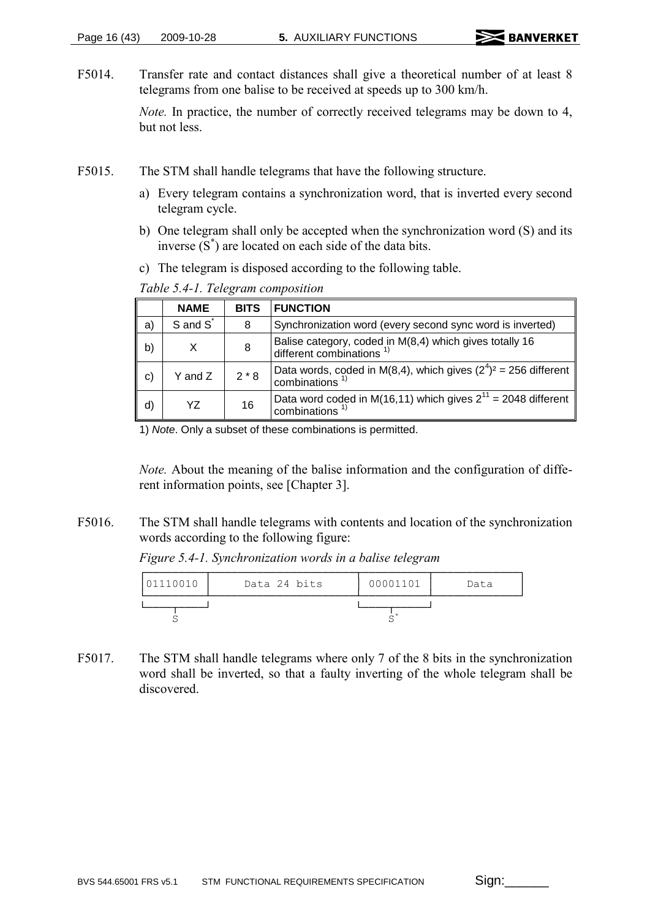F5014. Transfer rate and contact distances shall give a theoretical number of at least 8 telegrams from one balise to be received at speeds up to 300 km/h.

*Note.* In practice, the number of correctly received telegrams may be down to 4, but not less.

F5015. The STM shall handle telegrams that have the following structure.

a) Every telegram contains a synchronization word, that is inverted every second telegram cycle.

b) One telegram shall only be accepted when the synchronization word (S) and its inverse ($S^*$) are located on each side of the data bits.

c) The telegram is disposed according to the following table.

*Table 5.4-1. Telegram composition*

| | NAME | BITS | FUNCTION |
|---|---|---|---|
| a) | S and $S^*$ | 8 | Synchronization word (every second sync word is inverted) |
| b) | X | 8 | Balise category, coded in M(8,4) which gives totally 16 different combinations [1)] |
| c) | Y and Z | 2 * 8 | Data words, coded in M(8,4), which gives $(2^4)^2$ = 256 different combinations [1)] |
| d) | YZ | 16 | Data word coded in M(16,11) which gives $2^{11}$ = 2048 different combinations [1)] |

1) *Note*. Only a subset of these combinations is permitted.

*Note.* About the meaning of the balise information and the configuration of different information points, see [Chapter 3].

F5016. The STM shall handle telegrams with contents and location of the synchronization words according to the following figure:

*Figure 5.4-1. Synchronization words in a balise telegram*

```
| 01110010 |     Data 24 bits     | 00001101 |   Data   |
 └────┬───┘                        └────┬───┘
      S                                 S*
```

F5017. The STM shall handle telegrams where only 7 of the 8 bits in the synchronization word shall be inverted, so that a faulty inverting of the whole telegram shall be discovered.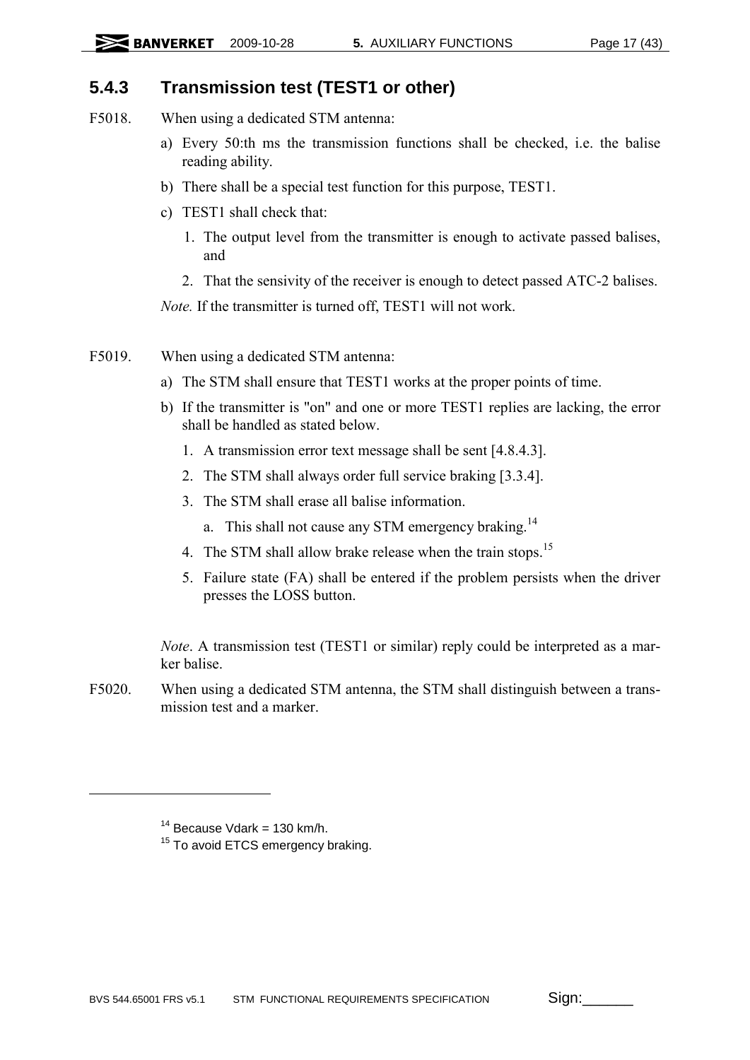### 5.4.3 Transmission test (TEST1 or other)

F5018. When using a dedicated STM antenna:

a) Every 50:th ms the transmission functions shall be checked, i.e. the balise reading ability.

b) There shall be a special test function for this purpose, TEST1.

c) TEST1 shall check that:

1. The output level from the transmitter is enough to activate passed balises, and
2. That the sensivity of the receiver is enough to detect passed ATC-2 balises.

*Note.* If the transmitter is turned off, TEST1 will not work.

F5019. When using a dedicated STM antenna:

a) The STM shall ensure that TEST1 works at the proper points of time.

b) If the transmitter is "on" and one or more TEST1 replies are lacking, the error shall be handled as stated below.

1. A transmission error text message shall be sent [4.8.4.3].
2. The STM shall always order full service braking [3.3.4].
3. The STM shall erase all balise information.
   a. This shall not cause any STM emergency braking.[14]
4. The STM shall allow brake release when the train stops.[15]
5. Failure state (FA) shall be entered if the problem persists when the driver presses the LOSS button.

*Note*. A transmission test (TEST1 or similar) reply could be interpreted as a marker balise.

F5020. When using a dedicated STM antenna, the STM shall distinguish between a transmission test and a marker.

---

[14] Because Vdark = 130 km/h.

[15] To avoid ETCS emergency braking.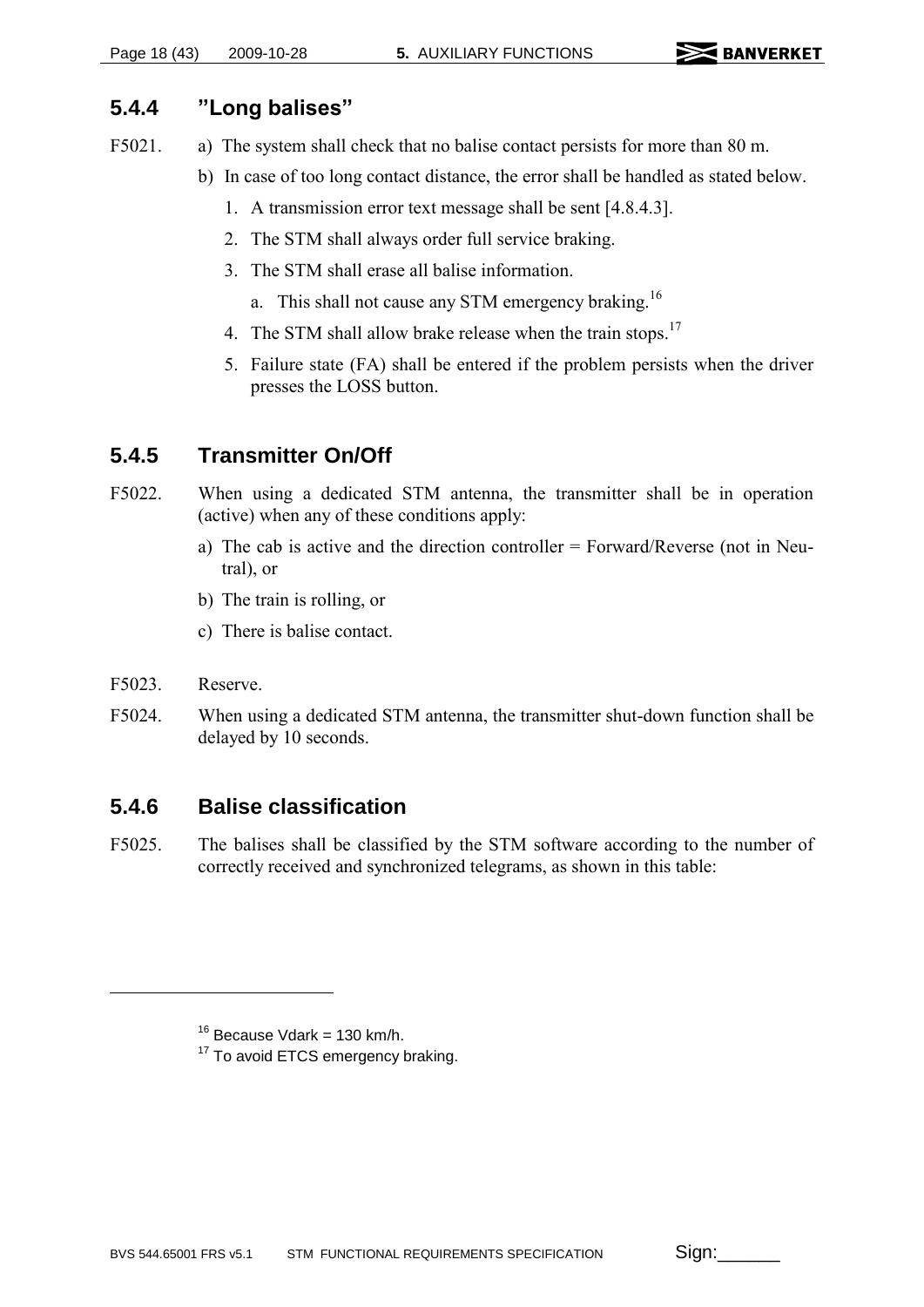### 5.4.4 ”Long balises”

F5021. a) The system shall check that no balise contact persists for more than 80 m.

b) In case of too long contact distance, the error shall be handled as stated below.

1. A transmission error text message shall be sent [4.8.4.3].
2. The STM shall always order full service braking.
3. The STM shall erase all balise information.
   a. This shall not cause any STM emergency braking.[16]
4. The STM shall allow brake release when the train stops.[17]
5. Failure state (FA) shall be entered if the problem persists when the driver presses the LOSS button.

### 5.4.5 Transmitter On/Off

F5022. When using a dedicated STM antenna, the transmitter shall be in operation (active) when any of these conditions apply:

a) The cab is active and the direction controller = Forward/Reverse (not in Neutral), or

b) The train is rolling, or

c) There is balise contact.

F5023. Reserve.

F5024. When using a dedicated STM antenna, the transmitter shut-down function shall be delayed by 10 seconds.

### 5.4.6 Balise classification

F5025. The balises shall be classified by the STM software according to the number of correctly received and synchronized telegrams, as shown in this table:

---

[16] Because Vdark = 130 km/h.

[17] To avoid ETCS emergency braking.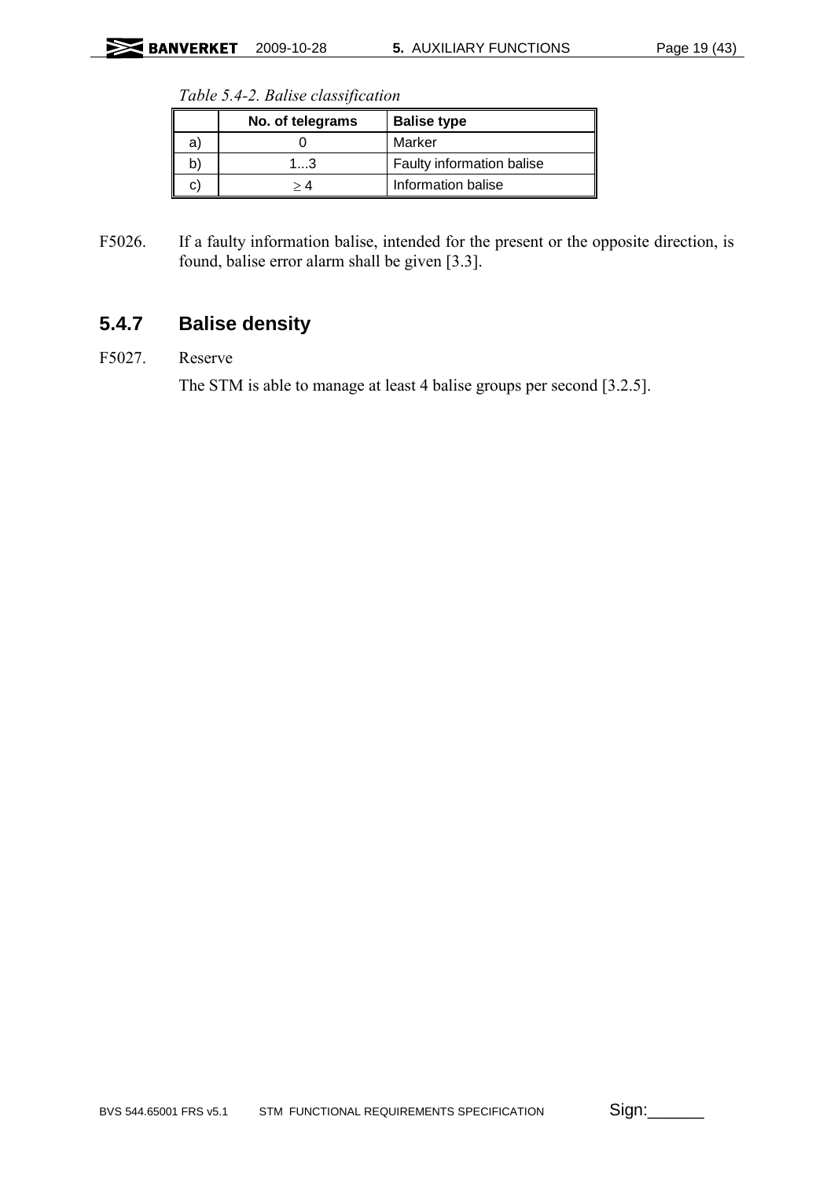*Table 5.4-2. Balise classification*

| | No. of telegrams | Balise type |
|---|---|---|
| a) | 0 | Marker |
| b) | 1...3 | Faulty information balise |
| c) | $\geq 4$ | Information balise |

F5026. If a faulty information balise, intended for the present or the opposite direction, is found, balise error alarm shall be given [3.3].

## 5.4.7 Balise density

F5027. Reserve

The STM is able to manage at least 4 balise groups per second [3.2.5].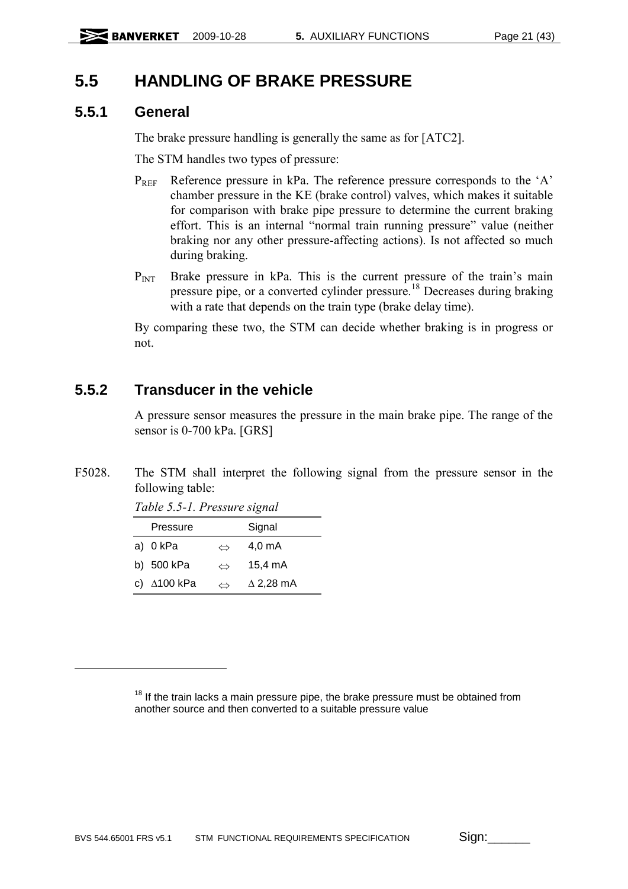## 5.5 HANDLING OF BRAKE PRESSURE

### 5.5.1 General

The brake pressure handling is generally the same as for [ATC2].

The STM handles two types of pressure:

$P_{REF}$ Reference pressure in kPa. The reference pressure corresponds to the 'A' chamber pressure in the KE (brake control) valves, which makes it suitable for comparison with brake pipe pressure to determine the current braking effort. This is an internal "normal train running pressure" value (neither braking nor any other pressure-affecting actions). Is not affected so much during braking.

$P_{INT}$ Brake pressure in kPa. This is the current pressure of the train's main pressure pipe, or a converted cylinder pressure.[18] Decreases during braking with a rate that depends on the train type (brake delay time).

By comparing these two, the STM can decide whether braking is in progress or not.

### 5.5.2 Transducer in the vehicle

A pressure sensor measures the pressure in the main brake pipe. The range of the sensor is 0-700 kPa. [GRS]

F5028. The STM shall interpret the following signal from the pressure sensor in the following table:

*Table 5.5-1. Pressure signal*

| Pressure | | Signal |
|---|---|---|
| a) 0 kPa | ⇔ | 4,0 mA |
| b) 500 kPa | ⇔ | 15,4 mA |
| c) ∆100 kPa | ⇔ | ∆ 2,28 mA |

[18] If the train lacks a main pressure pipe, the brake pressure must be obtained from another source and then converted to a suitable pressure value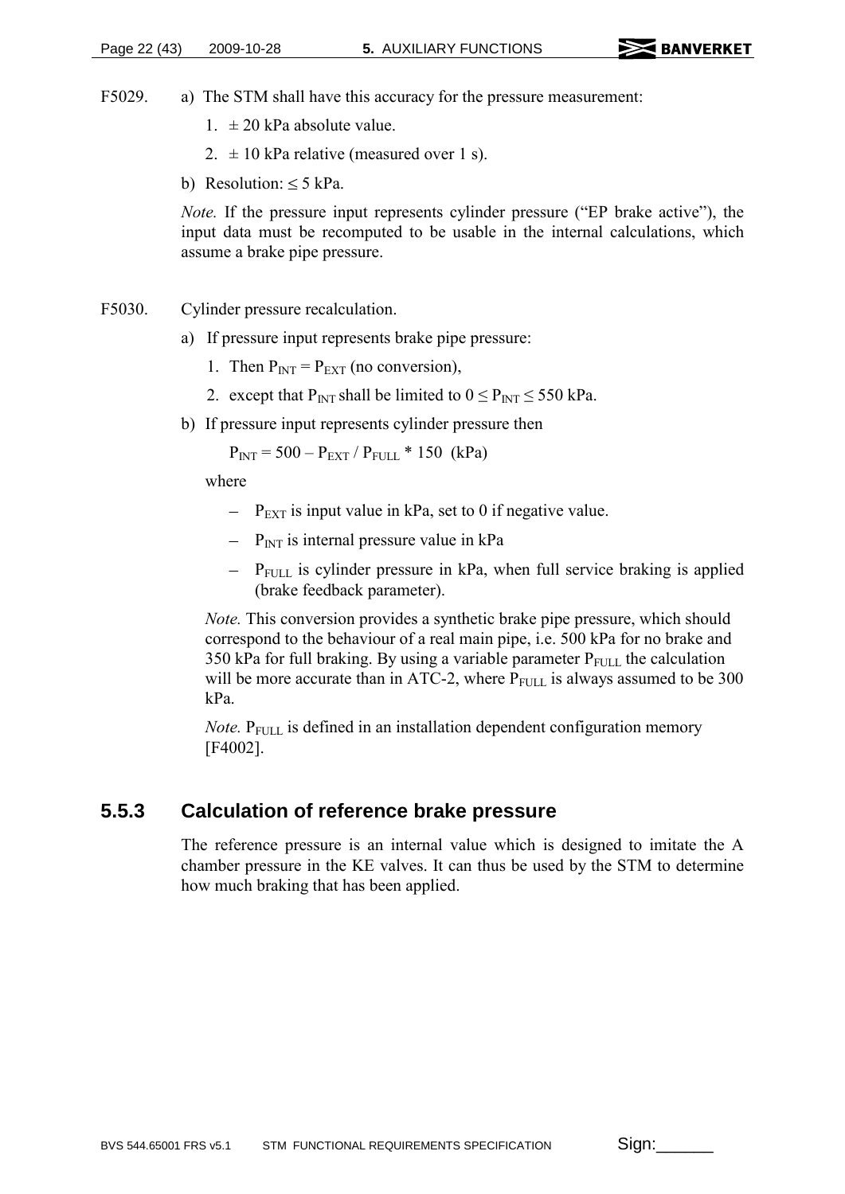F5029. a) The STM shall have this accuracy for the pressure measurement:

1. ± 20 kPa absolute value.
2. ± 10 kPa relative (measured over 1 s).

b) Resolution: ≤ 5 kPa.

*Note.* If the pressure input represents cylinder pressure ("EP brake active"), the input data must be recomputed to be usable in the internal calculations, which assume a brake pipe pressure.

F5030. Cylinder pressure recalculation.

a) If pressure input represents brake pipe pressure:

1. Then $P_{INT} = P_{EXT}$ (no conversion),
2. except that $P_{INT}$ shall be limited to $0 \leq P_{INT} \leq 550$ kPa.

b) If pressure input represents cylinder pressure then

$$P_{INT} = 500 - P_{EXT} / P_{FULL} * 150 \text{ (kPa)}$$

where

- $P_{EXT}$ is input value in kPa, set to 0 if negative value.
- $P_{INT}$ is internal pressure value in kPa
- $P_{FULL}$ is cylinder pressure in kPa, when full service braking is applied (brake feedback parameter).

*Note.* This conversion provides a synthetic brake pipe pressure, which should correspond to the behaviour of a real main pipe, i.e. 500 kPa for no brake and 350 kPa for full braking. By using a variable parameter $P_{FULL}$ the calculation will be more accurate than in ATC-2, where $P_{FULL}$ is always assumed to be 300 kPa.

*Note.* $P_{FULL}$ is defined in an installation dependent configuration memory [F4002].

### 5.5.3 Calculation of reference brake pressure

The reference pressure is an internal value which is designed to imitate the A chamber pressure in the KE valves. It can thus be used by the STM to determine how much braking that has been applied.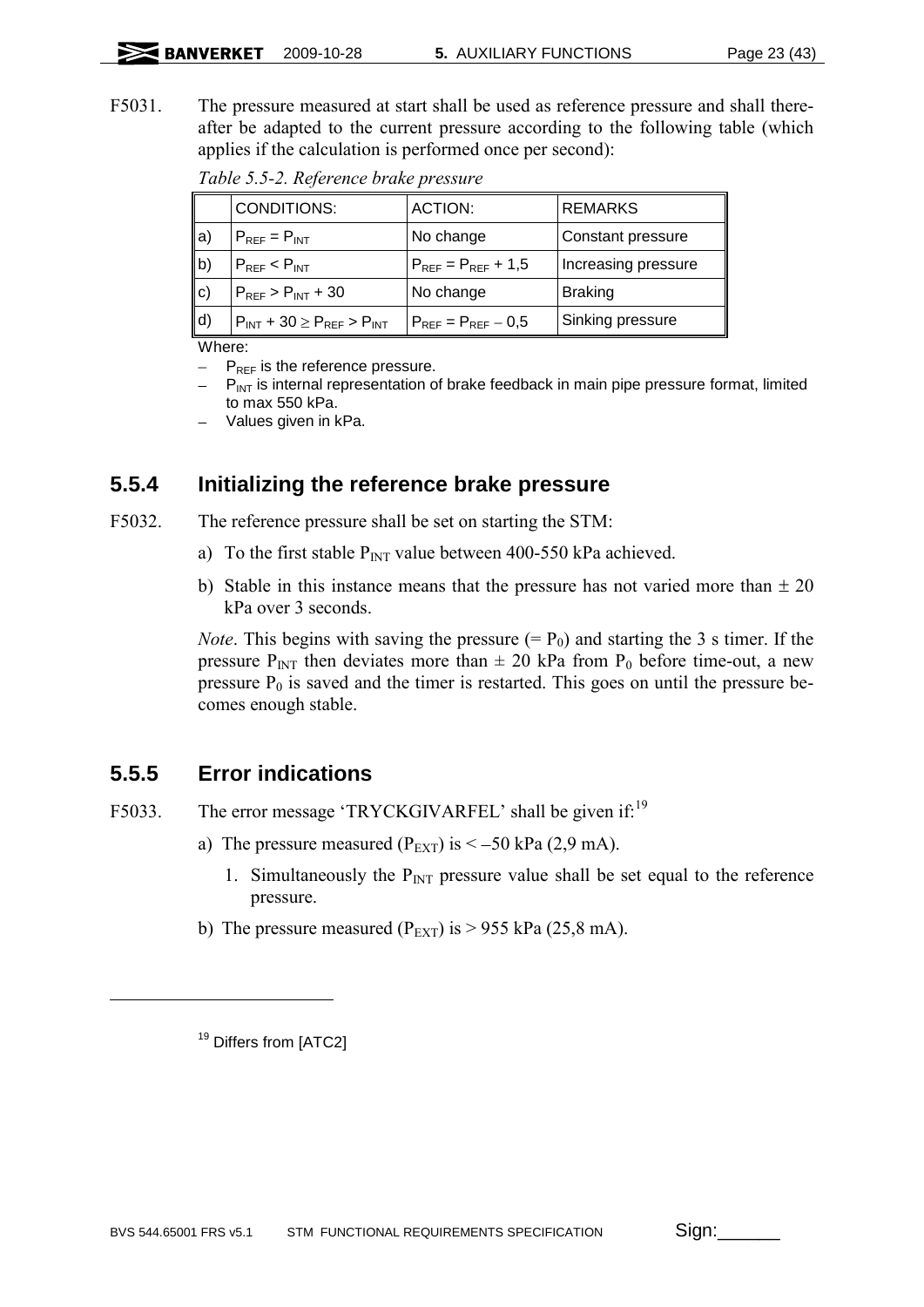F5031. The pressure measured at start shall be used as reference pressure and shall thereafter be adapted to the current pressure according to the following table (which applies if the calculation is performed once per second):

*Table 5.5-2. Reference brake pressure*

| | CONDITIONS: | ACTION: | REMARKS |
|---|---|---|---|
| a) | $P_{REF} = P_{INT}$ | No change | Constant pressure |
| b) | $P_{REF} < P_{INT}$ | $P_{REF} = P_{REF} + 1{,}5$ | Increasing pressure |
| c) | $P_{REF} > P_{INT} + 30$ | No change | Braking |
| d) | $P_{INT} + 30 \geq P_{REF} > P_{INT}$ | $P_{REF} = P_{REF} - 0{,}5$ | Sinking pressure |

Where:

- $P_{REF}$ is the reference pressure.
- $P_{INT}$ is internal representation of brake feedback in main pipe pressure format, limited to max 550 kPa.
- Values given in kPa.

## 5.5.4 Initializing the reference brake pressure

F5032. The reference pressure shall be set on starting the STM:

a) To the first stable $P_{INT}$ value between 400-550 kPa achieved.

b) Stable in this instance means that the pressure has not varied more than ± 20 kPa over 3 seconds.

*Note*. This begins with saving the pressure (= $P_0$) and starting the 3 s timer. If the pressure $P_{INT}$ then deviates more than ± 20 kPa from $P_0$ before time-out, a new pressure $P_0$ is saved and the timer is restarted. This goes on until the pressure becomes enough stable.

## 5.5.5 Error indications

F5033. The error message 'TRYCKGIVARFEL' shall be given if:[19]

a) The pressure measured ($P_{EXT}$) is < –50 kPa (2,9 mA).

   1. Simultaneously the $P_{INT}$ pressure value shall be set equal to the reference pressure.

b) The pressure measured ($P_{EXT}$) is > 955 kPa (25,8 mA).

[19] Differs from [ATC2]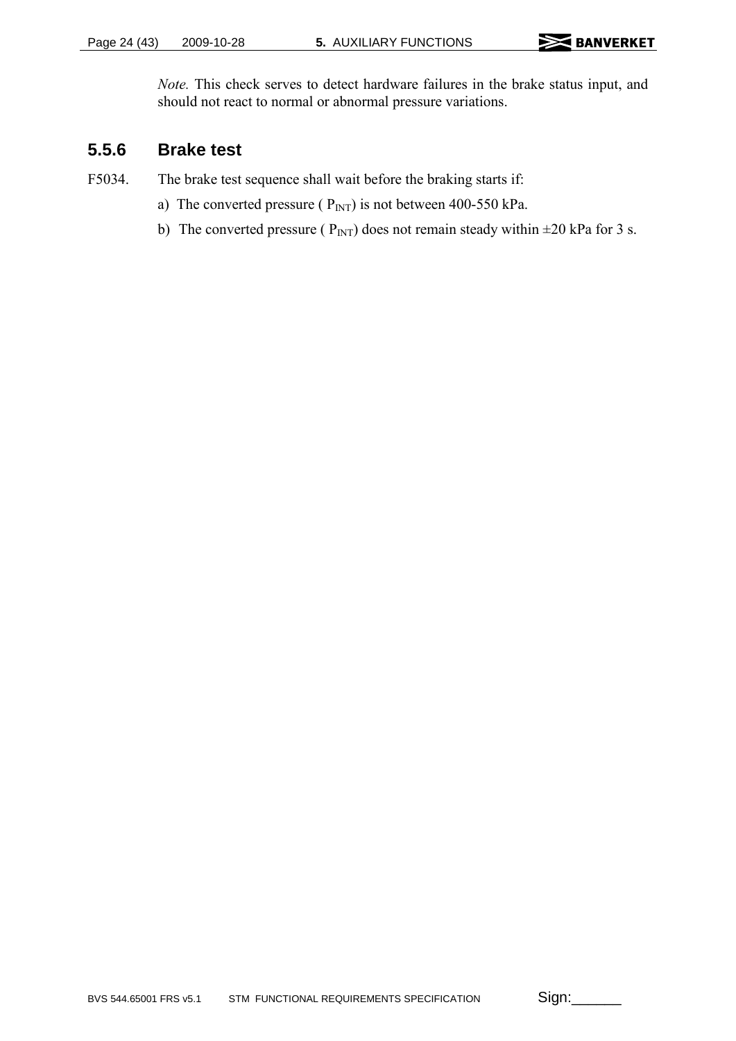*Note.* This check serves to detect hardware failures in the brake status input, and should not react to normal or abnormal pressure variations.

### 5.5.6 Brake test

F5034. The brake test sequence shall wait before the braking starts if:

a) The converted pressure ( $P_{INT}$) is not between 400-550 kPa.

b) The converted pressure ( $P_{INT}$) does not remain steady within ±20 kPa for 3 s.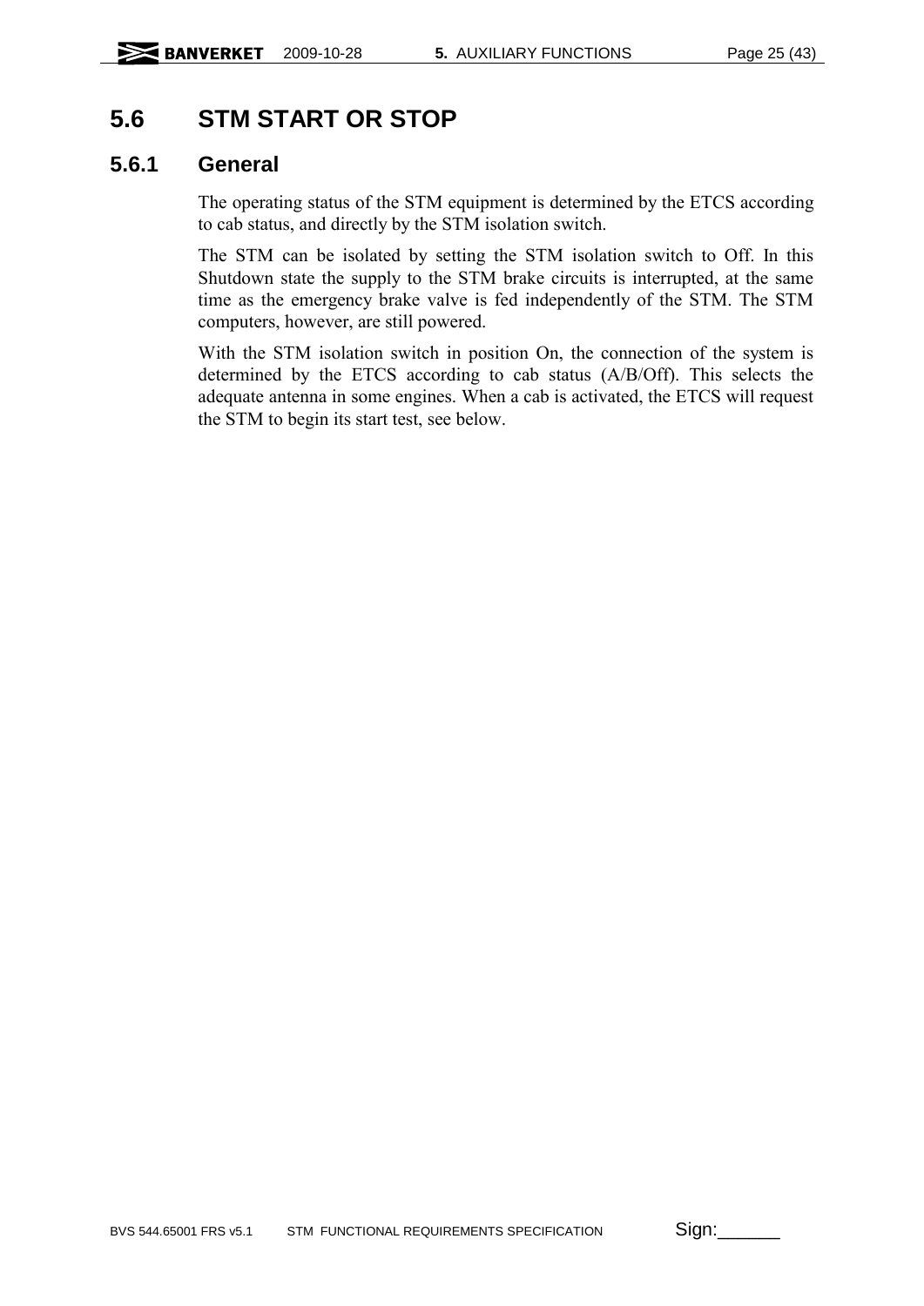## 5.6 STM START OR STOP

### 5.6.1 General

The operating status of the STM equipment is determined by the ETCS according to cab status, and directly by the STM isolation switch.

The STM can be isolated by setting the STM isolation switch to Off. In this Shutdown state the supply to the STM brake circuits is interrupted, at the same time as the emergency brake valve is fed independently of the STM. The STM computers, however, are still powered.

With the STM isolation switch in position On, the connection of the system is determined by the ETCS according to cab status (A/B/Off). This selects the adequate antenna in some engines. When a cab is activated, the ETCS will request the STM to begin its start test, see below.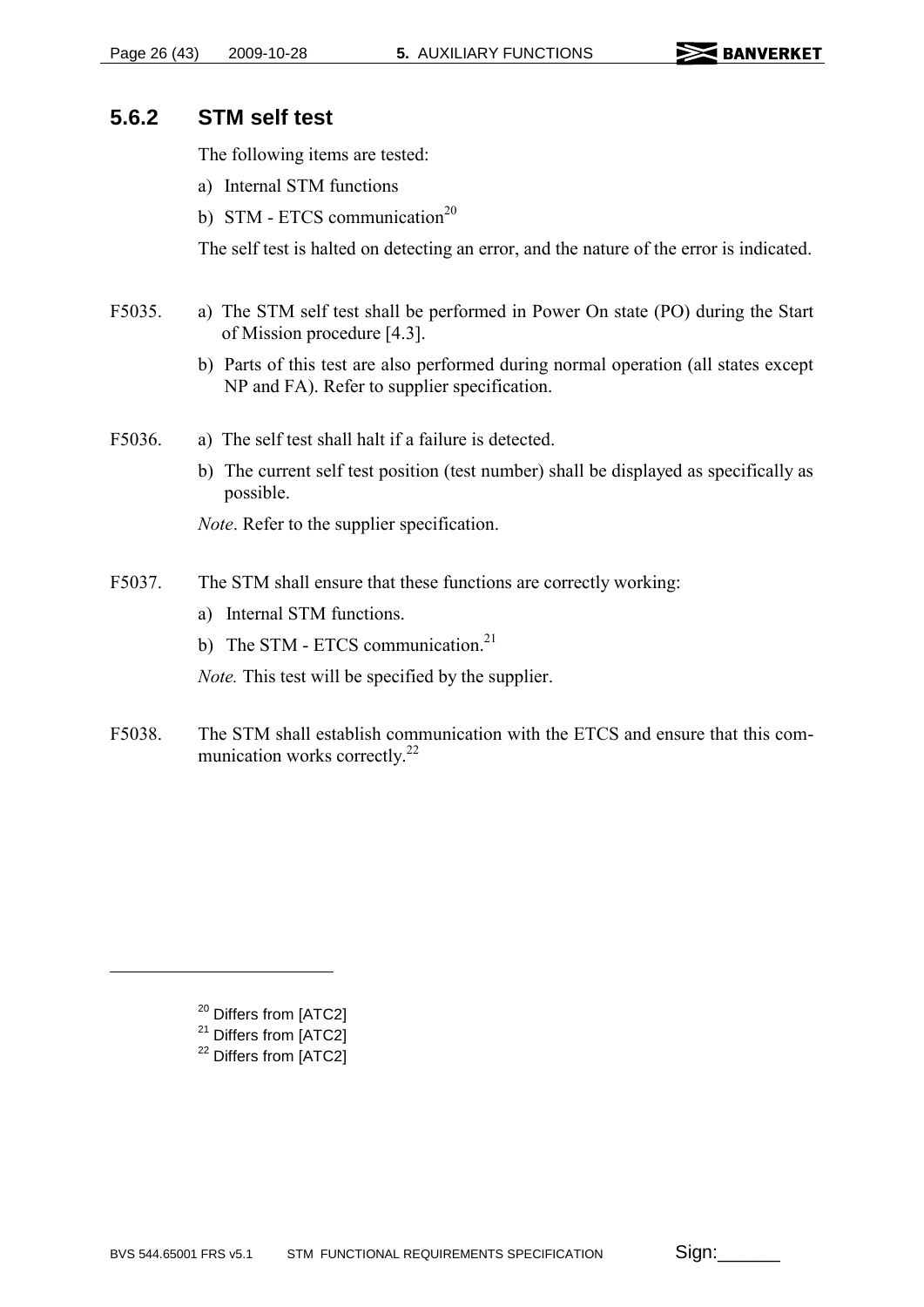### 5.6.2 STM self test

The following items are tested:

a) Internal STM functions

b) STM - ETCS communication[20]

The self test is halted on detecting an error, and the nature of the error is indicated.

F5035. a) The STM self test shall be performed in Power On state (PO) during the Start of Mission procedure [4.3].

b) Parts of this test are also performed during normal operation (all states except NP and FA). Refer to supplier specification.

F5036. a) The self test shall halt if a failure is detected.

b) The current self test position (test number) shall be displayed as specifically as possible.

*Note*. Refer to the supplier specification.

F5037. The STM shall ensure that these functions are correctly working:

a) Internal STM functions.

b) The STM - ETCS communication.[21]

*Note.* This test will be specified by the supplier.

F5038. The STM shall establish communication with the ETCS and ensure that this communication works correctly.[22]

---

[20] Differs from [ATC2]

[21] Differs from [ATC2]

[22] Differs from [ATC2]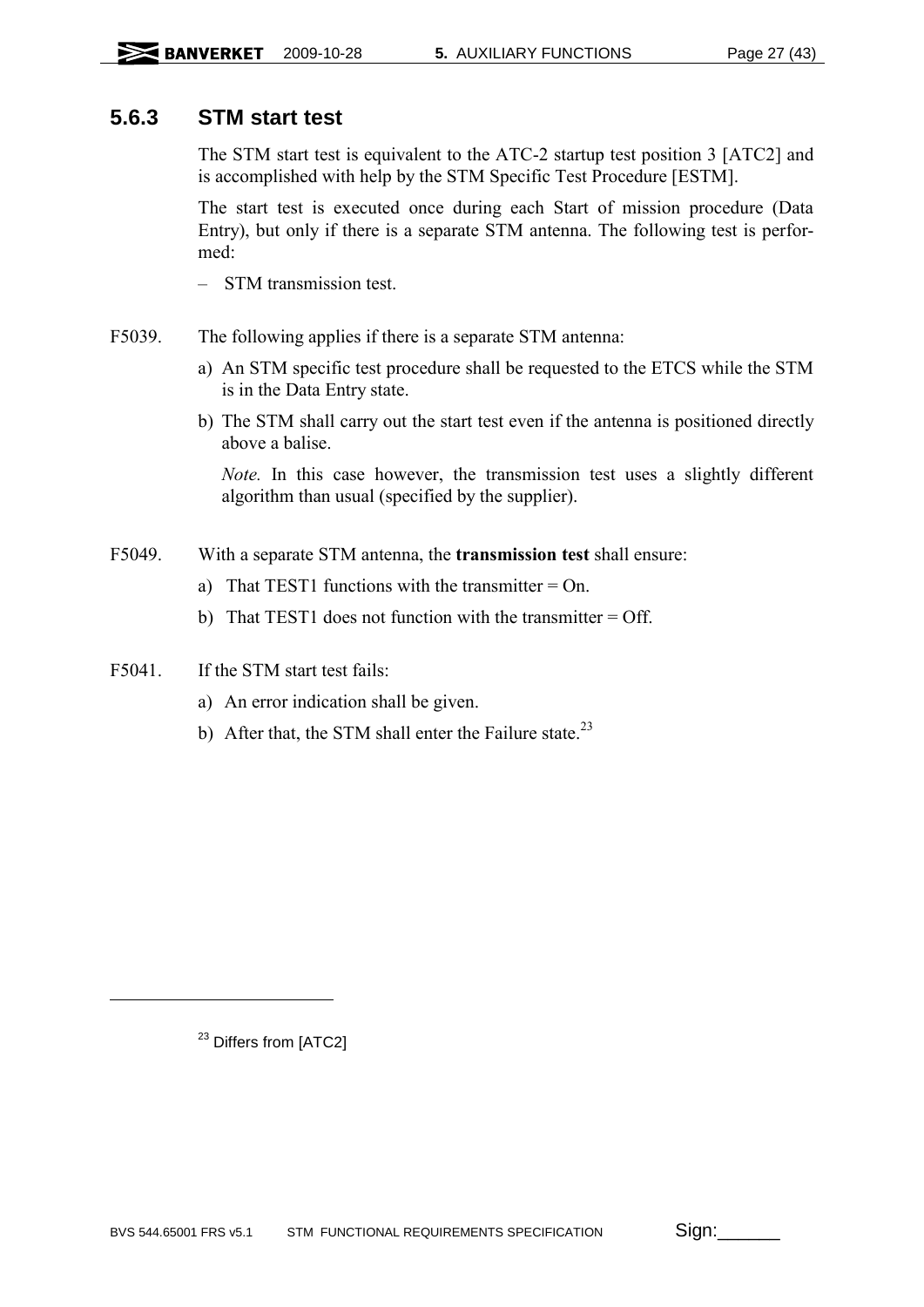### 5.6.3 STM start test

The STM start test is equivalent to the ATC-2 startup test position 3 [ATC2] and is accomplished with help by the STM Specific Test Procedure [ESTM].

The start test is executed once during each Start of mission procedure (Data Entry), but only if there is a separate STM antenna. The following test is performed:

– STM transmission test.

F5039. The following applies if there is a separate STM antenna:

a) An STM specific test procedure shall be requested to the ETCS while the STM is in the Data Entry state.

b) The STM shall carry out the start test even if the antenna is positioned directly above a balise.

*Note.* In this case however, the transmission test uses a slightly different algorithm than usual (specified by the supplier).

F5049. With a separate STM antenna, the **transmission test** shall ensure:

a) That TEST1 functions with the transmitter = On.

b) That TEST1 does not function with the transmitter = Off.

F5041. If the STM start test fails:

a) An error indication shall be given.

b) After that, the STM shall enter the Failure state.[23]

---

[23] Differs from [ATC2]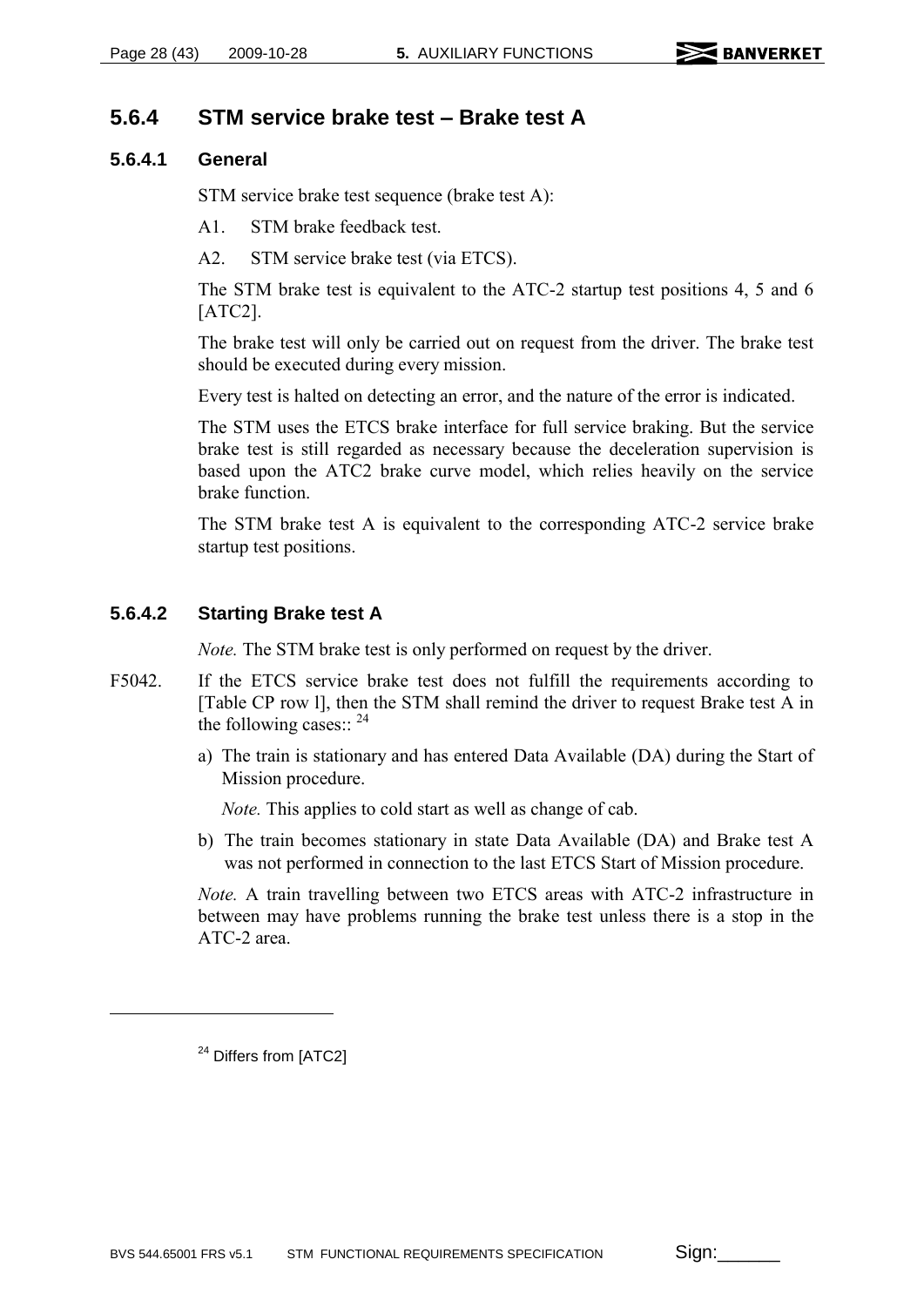## 5.6.4 STM service brake test – Brake test A

### 5.6.4.1 General

STM service brake test sequence (brake test A):

A1. STM brake feedback test.

A2. STM service brake test (via ETCS).

The STM brake test is equivalent to the ATC-2 startup test positions 4, 5 and 6 [ATC2].

The brake test will only be carried out on request from the driver. The brake test should be executed during every mission.

Every test is halted on detecting an error, and the nature of the error is indicated.

The STM uses the ETCS brake interface for full service braking. But the service brake test is still regarded as necessary because the deceleration supervision is based upon the ATC2 brake curve model, which relies heavily on the service brake function.

The STM brake test A is equivalent to the corresponding ATC-2 service brake startup test positions.

### 5.6.4.2 Starting Brake test A

*Note.* The STM brake test is only performed on request by the driver.

F5042. If the ETCS service brake test does not fulfill the requirements according to [Table CP row l], then the STM shall remind the driver to request Brake test A in the following cases:: [24]

a) The train is stationary and has entered Data Available (DA) during the Start of Mission procedure.

   *Note.* This applies to cold start as well as change of cab.

b) The train becomes stationary in state Data Available (DA) and Brake test A was not performed in connection to the last ETCS Start of Mission procedure.

*Note.* A train travelling between two ETCS areas with ATC-2 infrastructure in between may have problems running the brake test unless there is a stop in the ATC-2 area.

---

[24] Differs from [ATC2]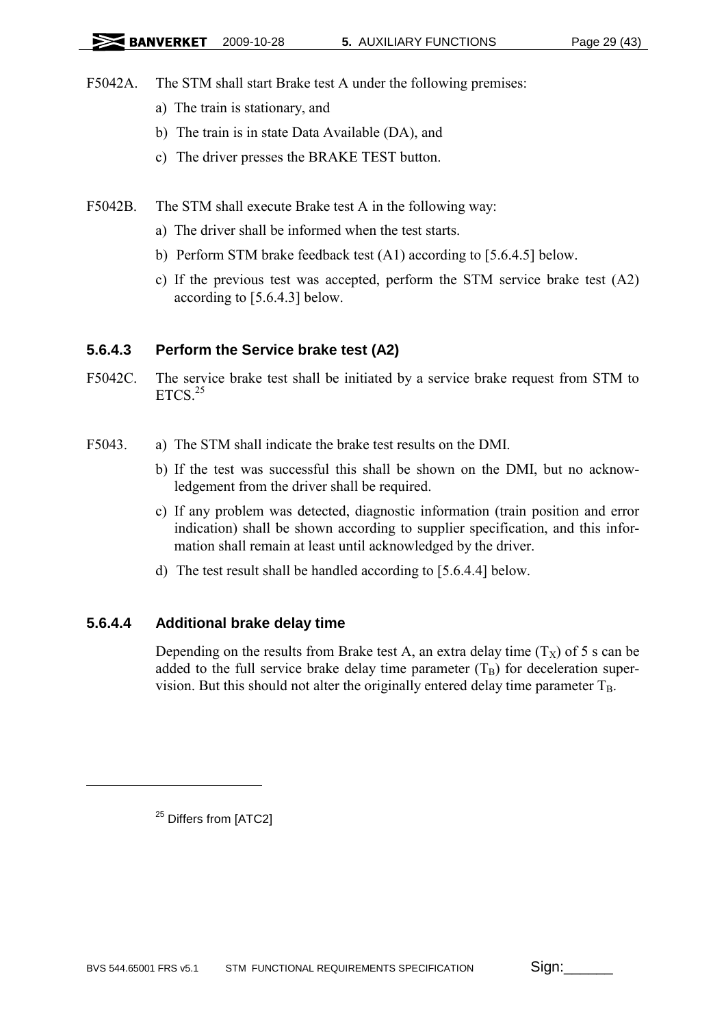F5042A. The STM shall start Brake test A under the following premises:

a) The train is stationary, and

b) The train is in state Data Available (DA), and

c) The driver presses the BRAKE TEST button.

F5042B. The STM shall execute Brake test A in the following way:

a) The driver shall be informed when the test starts.

b) Perform STM brake feedback test (A1) according to [5.6.4.5] below.

c) If the previous test was accepted, perform the STM service brake test (A2) according to [5.6.4.3] below.

### 5.6.4.3 Perform the Service brake test (A2)

F5042C. The service brake test shall be initiated by a service brake request from STM to ETCS.[25]

F5043. a) The STM shall indicate the brake test results on the DMI.

b) If the test was successful this shall be shown on the DMI, but no acknowledgement from the driver shall be required.

c) If any problem was detected, diagnostic information (train position and error indication) shall be shown according to supplier specification, and this information shall remain at least until acknowledged by the driver.

d) The test result shall be handled according to [5.6.4.4] below.

### 5.6.4.4 Additional brake delay time

Depending on the results from Brake test A, an extra delay time ($T_X$) of 5 s can be added to the full service brake delay time parameter ($T_B$) for deceleration supervision. But this should not alter the originally entered delay time parameter $T_B$.

---

[25] Differs from [ATC2]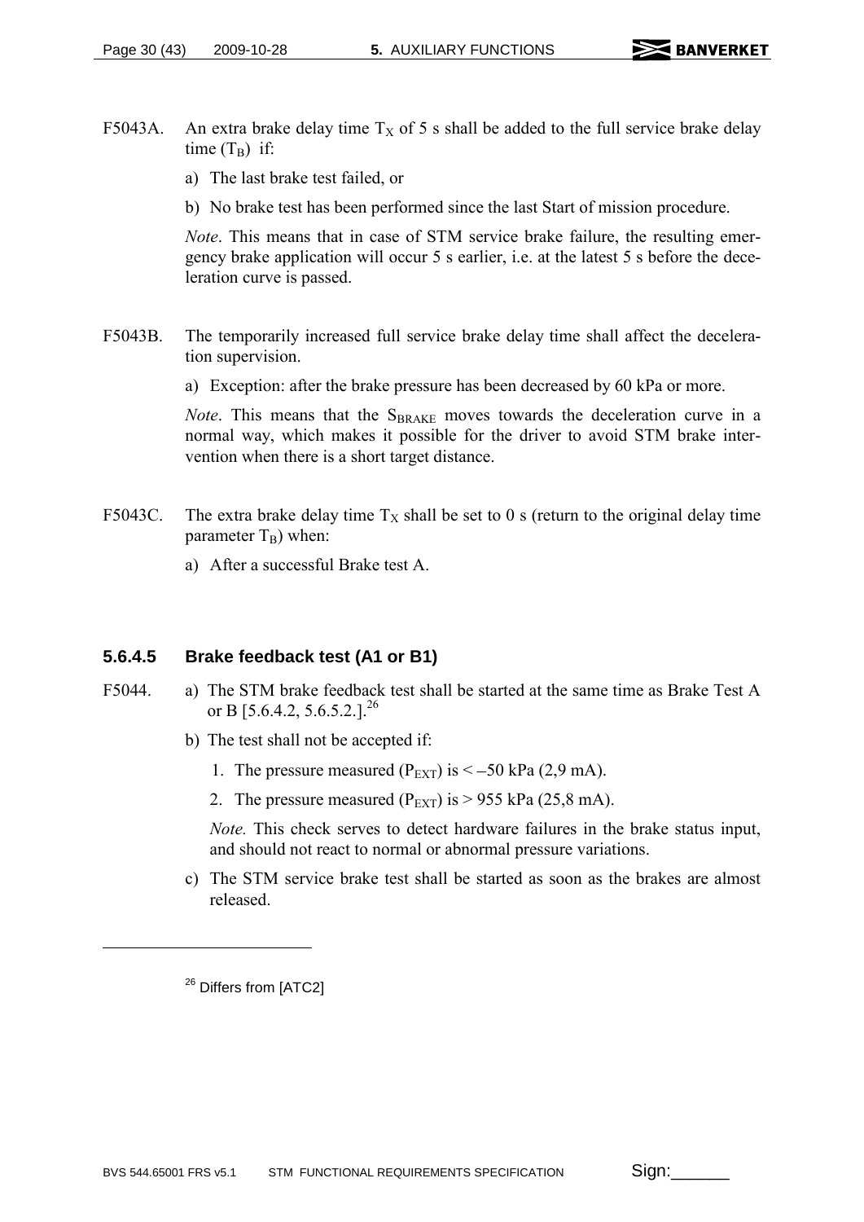F5043A. An extra brake delay time $T_X$ of 5 s shall be added to the full service brake delay time ($T_B$) if:

a) The last brake test failed, or

b) No brake test has been performed since the last Start of mission procedure.

*Note*. This means that in case of STM service brake failure, the resulting emergency brake application will occur 5 s earlier, i.e. at the latest 5 s before the deceleration curve is passed.

F5043B. The temporarily increased full service brake delay time shall affect the deceleration supervision.

a) Exception: after the brake pressure has been decreased by 60 kPa or more.

*Note*. This means that the $S_{BRAKE}$ moves towards the deceleration curve in a normal way, which makes it possible for the driver to avoid STM brake intervention when there is a short target distance.

F5043C. The extra brake delay time $T_X$ shall be set to 0 s (return to the original delay time parameter $T_B$) when:

a) After a successful Brake test A.

### 5.6.4.5 Brake feedback test (A1 or B1)

F5044. a) The STM brake feedback test shall be started at the same time as Brake Test A or B [5.6.4.2, 5.6.5.2.].[26]

b) The test shall not be accepted if:

1. The pressure measured ($P_{EXT}$) is < –50 kPa (2,9 mA).
2. The pressure measured ($P_{EXT}$) is > 955 kPa (25,8 mA).

*Note.* This check serves to detect hardware failures in the brake status input, and should not react to normal or abnormal pressure variations.

c) The STM service brake test shall be started as soon as the brakes are almost released.

---

[26] Differs from [ATC2]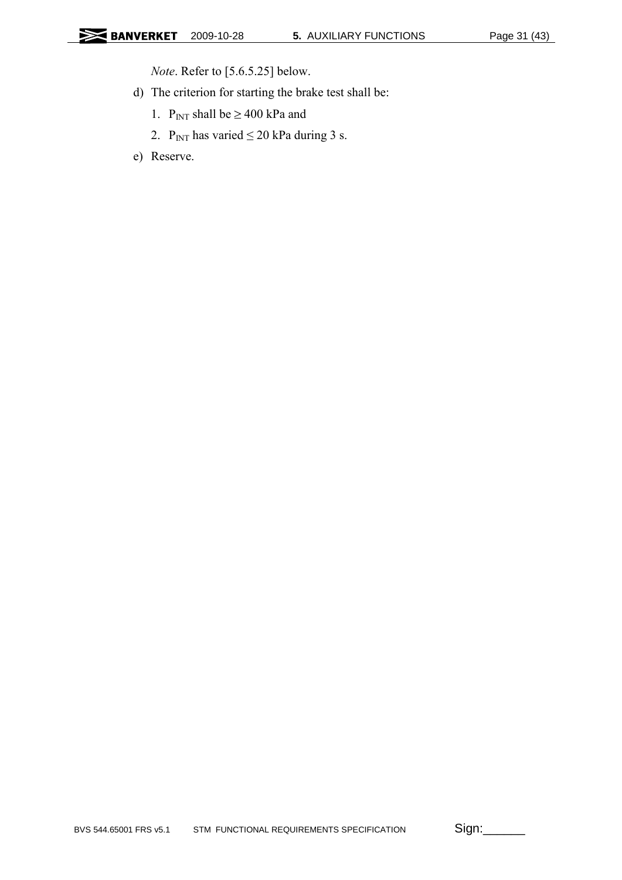*Note*. Refer to [5.6.5.25] below.

d) The criterion for starting the brake test shall be:

   1. $P_{INT}$ shall be ≥ 400 kPa and

   2. $P_{INT}$ has varied ≤ 20 kPa during 3 s.

e) Reserve.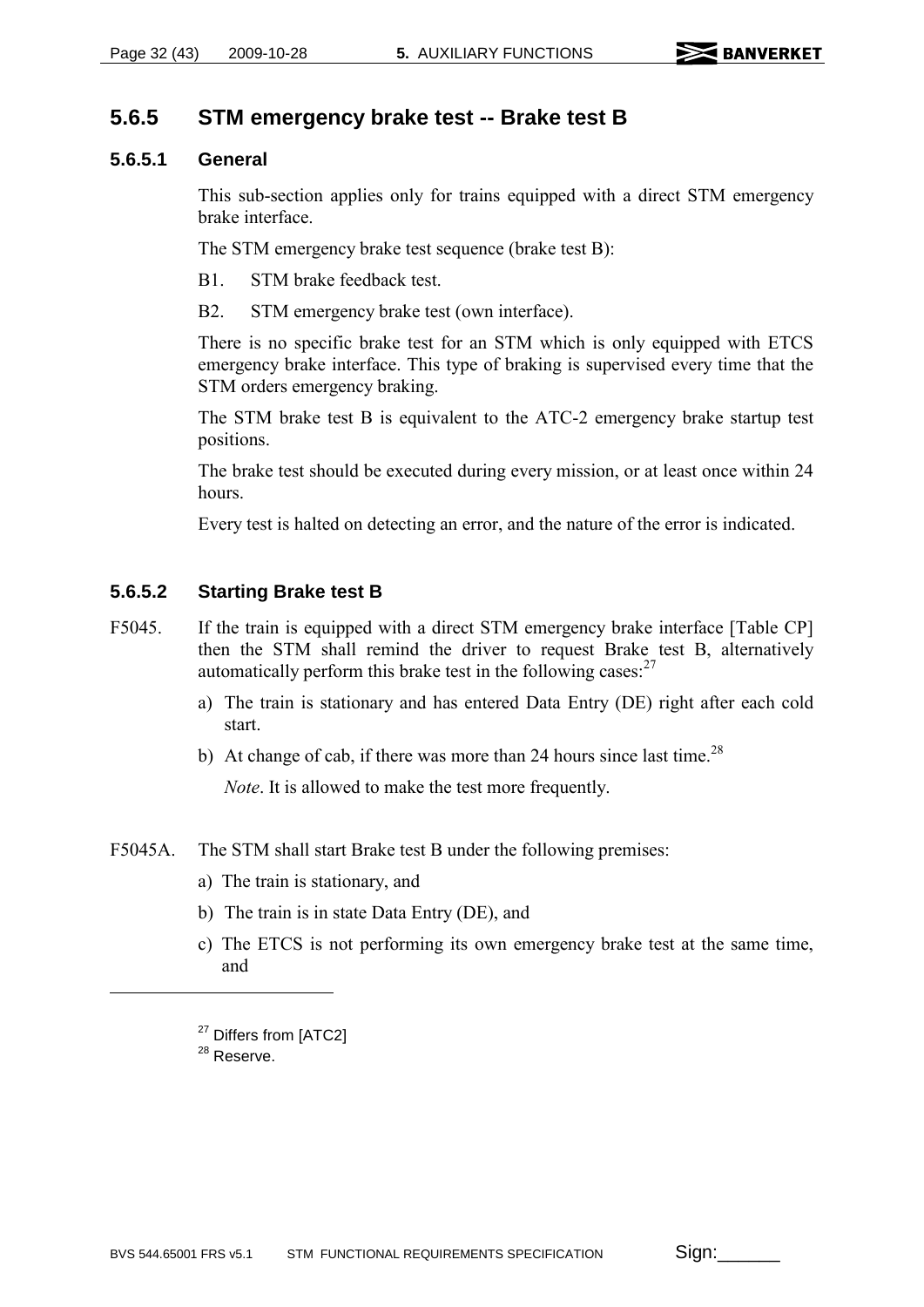### 5.6.5 STM emergency brake test -- Brake test B

#### 5.6.5.1 General

This sub-section applies only for trains equipped with a direct STM emergency brake interface.

The STM emergency brake test sequence (brake test B):

B1. STM brake feedback test.

B2. STM emergency brake test (own interface).

There is no specific brake test for an STM which is only equipped with ETCS emergency brake interface. This type of braking is supervised every time that the STM orders emergency braking.

The STM brake test B is equivalent to the ATC-2 emergency brake startup test positions.

The brake test should be executed during every mission, or at least once within 24 hours.

Every test is halted on detecting an error, and the nature of the error is indicated.

#### 5.6.5.2 Starting Brake test B

F5045. If the train is equipped with a direct STM emergency brake interface [Table CP] then the STM shall remind the driver to request Brake test B, alternatively automatically perform this brake test in the following cases:[27]

a) The train is stationary and has entered Data Entry (DE) right after each cold start.

b) At change of cab, if there was more than 24 hours since last time.[28]

*Note*. It is allowed to make the test more frequently.

F5045A. The STM shall start Brake test B under the following premises:

a) The train is stationary, and

b) The train is in state Data Entry (DE), and

c) The ETCS is not performing its own emergency brake test at the same time, and

---

[27] Differs from [ATC2]

[28] Reserve.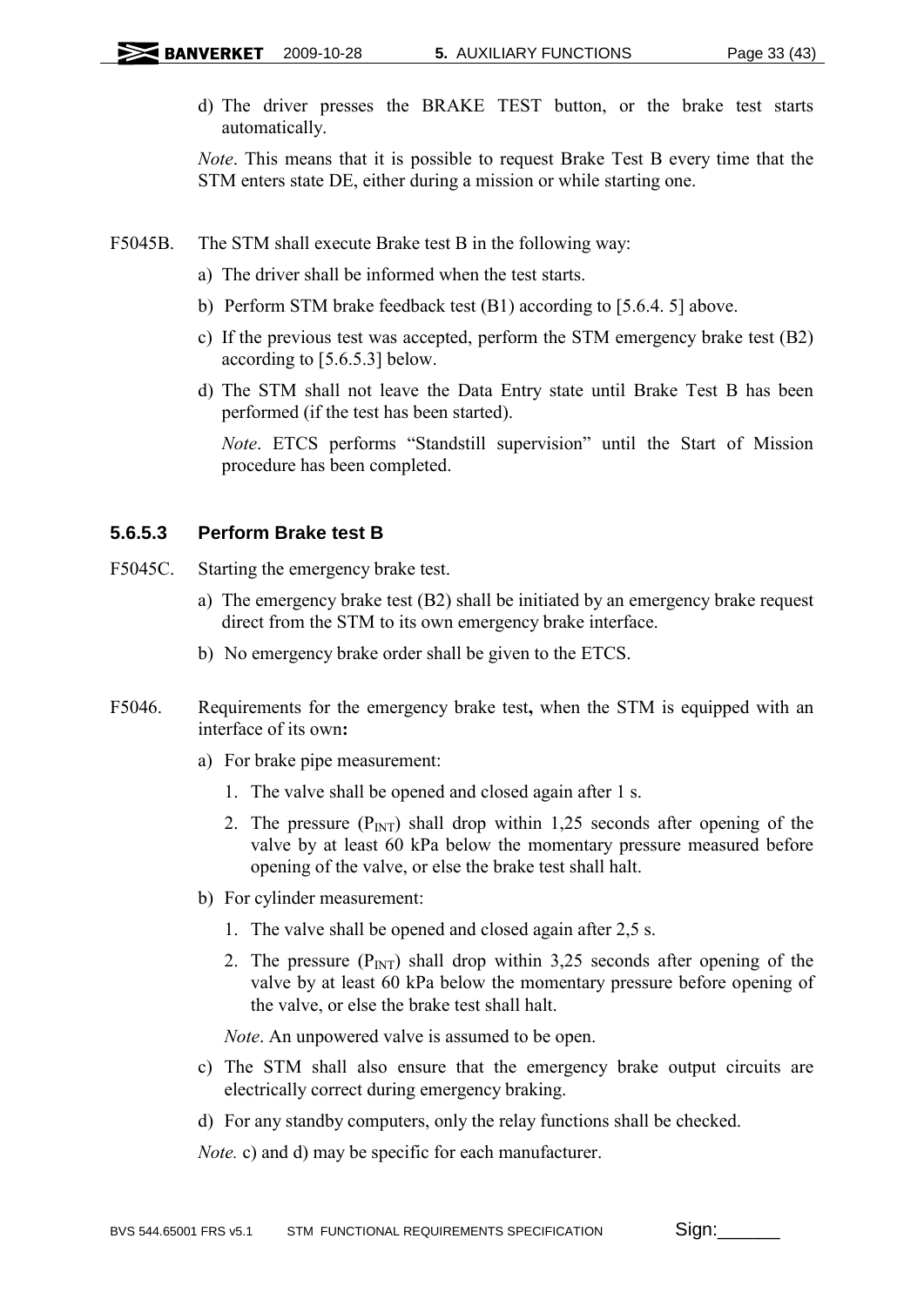d) The driver presses the BRAKE TEST button, or the brake test starts automatically.

*Note*. This means that it is possible to request Brake Test B every time that the STM enters state DE, either during a mission or while starting one.

F5045B. The STM shall execute Brake test B in the following way:

a) The driver shall be informed when the test starts.

b) Perform STM brake feedback test (B1) according to [5.6.4. 5] above.

c) If the previous test was accepted, perform the STM emergency brake test (B2) according to [5.6.5.3] below.

d) The STM shall not leave the Data Entry state until Brake Test B has been performed (if the test has been started).

*Note*. ETCS performs "Standstill supervision" until the Start of Mission procedure has been completed.

### 5.6.5.3 Perform Brake test B

F5045C. Starting the emergency brake test.

a) The emergency brake test (B2) shall be initiated by an emergency brake request direct from the STM to its own emergency brake interface.

b) No emergency brake order shall be given to the ETCS.

F5046. Requirements for the emergency brake test**,** when the STM is equipped with an interface of its own**:**

a) For brake pipe measurement:

1. The valve shall be opened and closed again after 1 s.
2. The pressure ($P_{INT}$) shall drop within 1,25 seconds after opening of the valve by at least 60 kPa below the momentary pressure measured before opening of the valve, or else the brake test shall halt.

b) For cylinder measurement:

1. The valve shall be opened and closed again after 2,5 s.
2. The pressure ($P_{INT}$) shall drop within 3,25 seconds after opening of the valve by at least 60 kPa below the momentary pressure before opening of the valve, or else the brake test shall halt.

*Note*. An unpowered valve is assumed to be open.

c) The STM shall also ensure that the emergency brake output circuits are electrically correct during emergency braking.

d) For any standby computers, only the relay functions shall be checked.

*Note.* c) and d) may be specific for each manufacturer.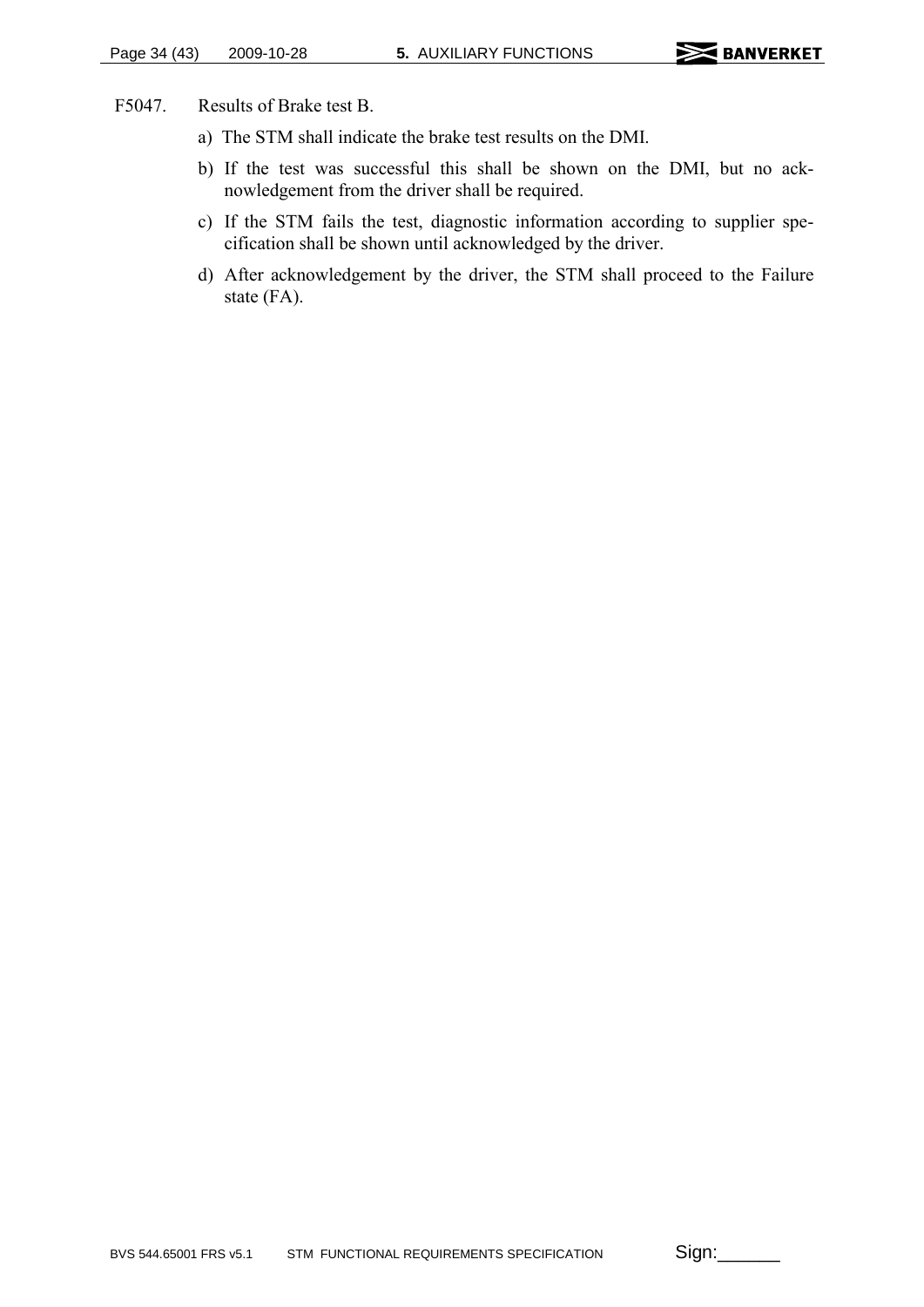F5047. Results of Brake test B.

a) The STM shall indicate the brake test results on the DMI.

b) If the test was successful this shall be shown on the DMI, but no acknowledgement from the driver shall be required.

c) If the STM fails the test, diagnostic information according to supplier specification shall be shown until acknowledged by the driver.

d) After acknowledgement by the driver, the STM shall proceed to the Failure state (FA).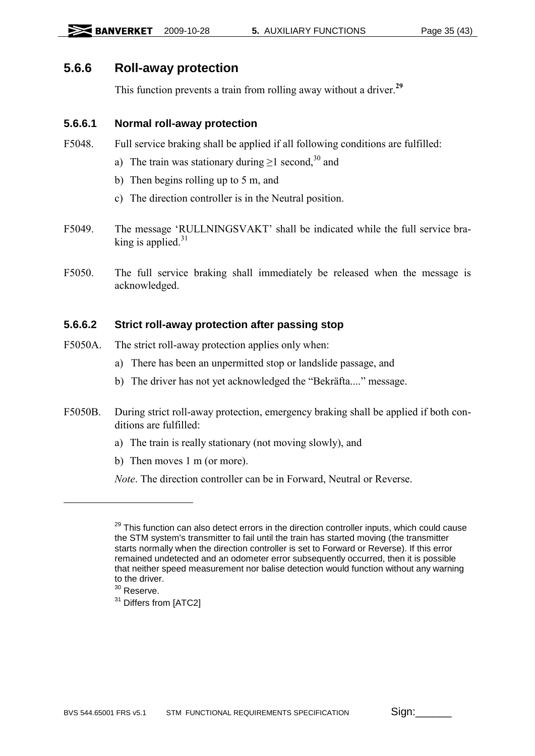## 5.6.6 Roll-away protection

This function prevents a train from rolling away without a driver.[29]

### 5.6.6.1 Normal roll-away protection

F5048. Full service braking shall be applied if all following conditions are fulfilled:

a) The train was stationary during ≥1 second,[30] and

b) Then begins rolling up to 5 m, and

c) The direction controller is in the Neutral position.

F5049. The message 'RULLNINGSVAKT' shall be indicated while the full service braking is applied.[31]

F5050. The full service braking shall immediately be released when the message is acknowledged.

### 5.6.6.2 Strict roll-away protection after passing stop

F5050A. The strict roll-away protection applies only when:

a) There has been an unpermitted stop or landslide passage, and

b) The driver has not yet acknowledged the "Bekräfta...." message.

F5050B. During strict roll-away protection, emergency braking shall be applied if both conditions are fulfilled:

a) The train is really stationary (not moving slowly), and

b) Then moves 1 m (or more).

*Note*. The direction controller can be in Forward, Neutral or Reverse.

---

[29] This function can also detect errors in the direction controller inputs, which could cause the STM system's transmitter to fail until the train has started moving (the transmitter starts normally when the direction controller is set to Forward or Reverse). If this error remained undetected and an odometer error subsequently occurred, then it is possible that neither speed measurement nor balise detection would function without any warning to the driver.

[30] Reserve.

[31] Differs from [ATC2]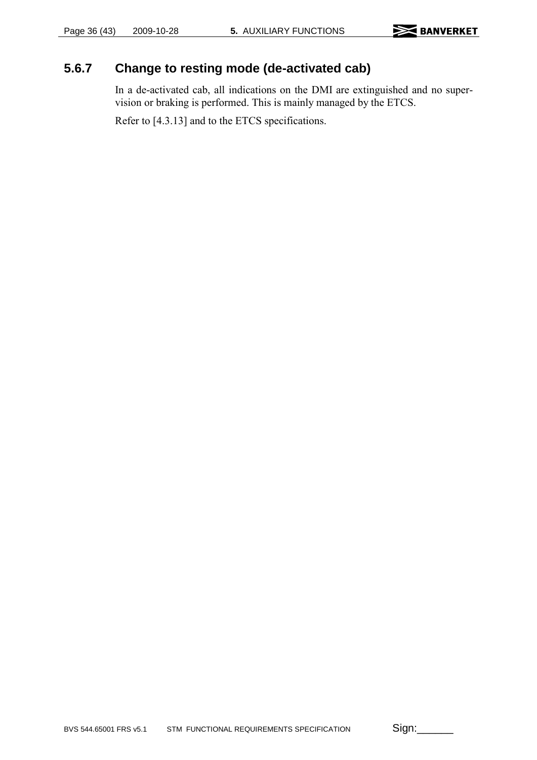### 5.6.7 Change to resting mode (de-activated cab)

In a de-activated cab, all indications on the DMI are extinguished and no supervision or braking is performed. This is mainly managed by the ETCS.

Refer to [4.3.13] and to the ETCS specifications.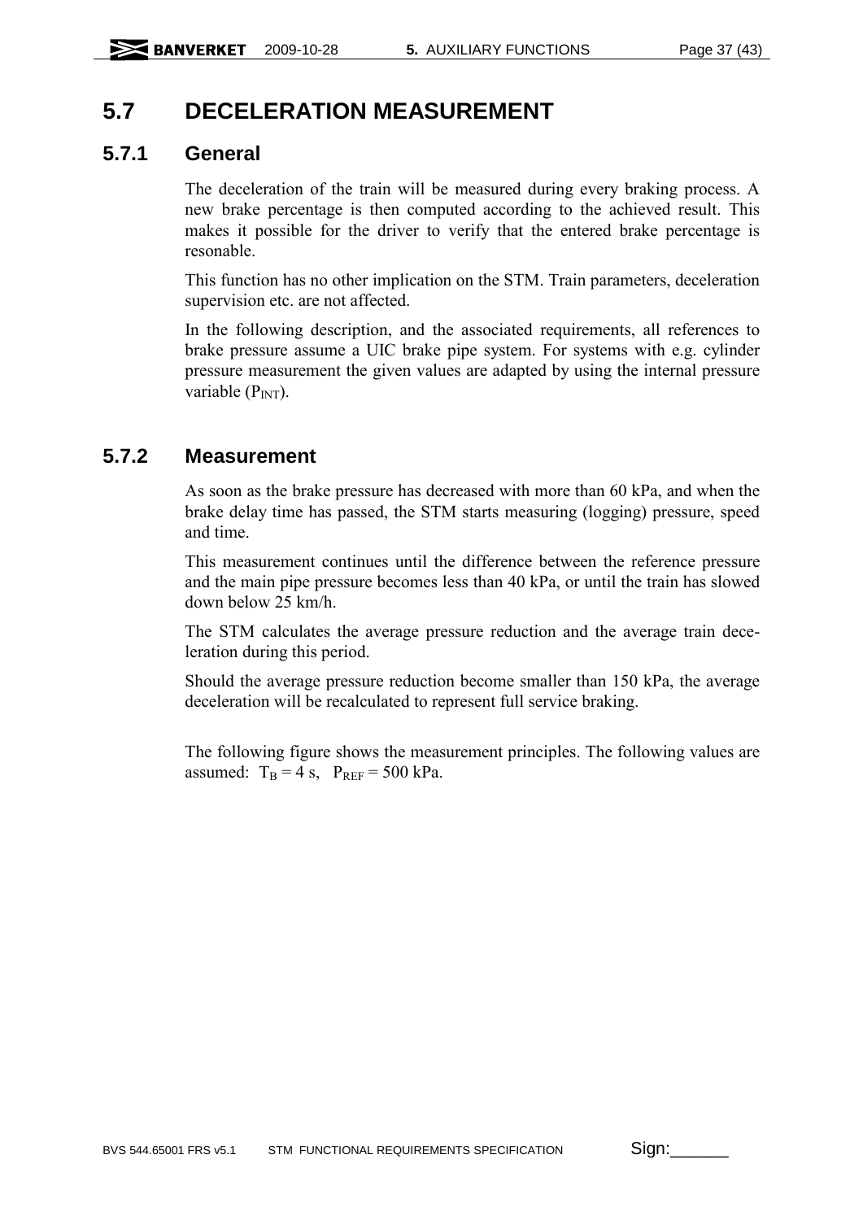## 5.7 DECELERATION MEASUREMENT

### 5.7.1 General

The deceleration of the train will be measured during every braking process. A new brake percentage is then computed according to the achieved result. This makes it possible for the driver to verify that the entered brake percentage is resonable.

This function has no other implication on the STM. Train parameters, deceleration supervision etc. are not affected.

In the following description, and the associated requirements, all references to brake pressure assume a UIC brake pipe system. For systems with e.g. cylinder pressure measurement the given values are adapted by using the internal pressure variable ($P_{INT}$).

### 5.7.2 Measurement

As soon as the brake pressure has decreased with more than 60 kPa, and when the brake delay time has passed, the STM starts measuring (logging) pressure, speed and time.

This measurement continues until the difference between the reference pressure and the main pipe pressure becomes less than 40 kPa, or until the train has slowed down below 25 km/h.

The STM calculates the average pressure reduction and the average train deceleration during this period.

Should the average pressure reduction become smaller than 150 kPa, the average deceleration will be recalculated to represent full service braking.

The following figure shows the measurement principles. The following values are assumed: $T_B = 4$ s, $P_{REF} = 500$ kPa.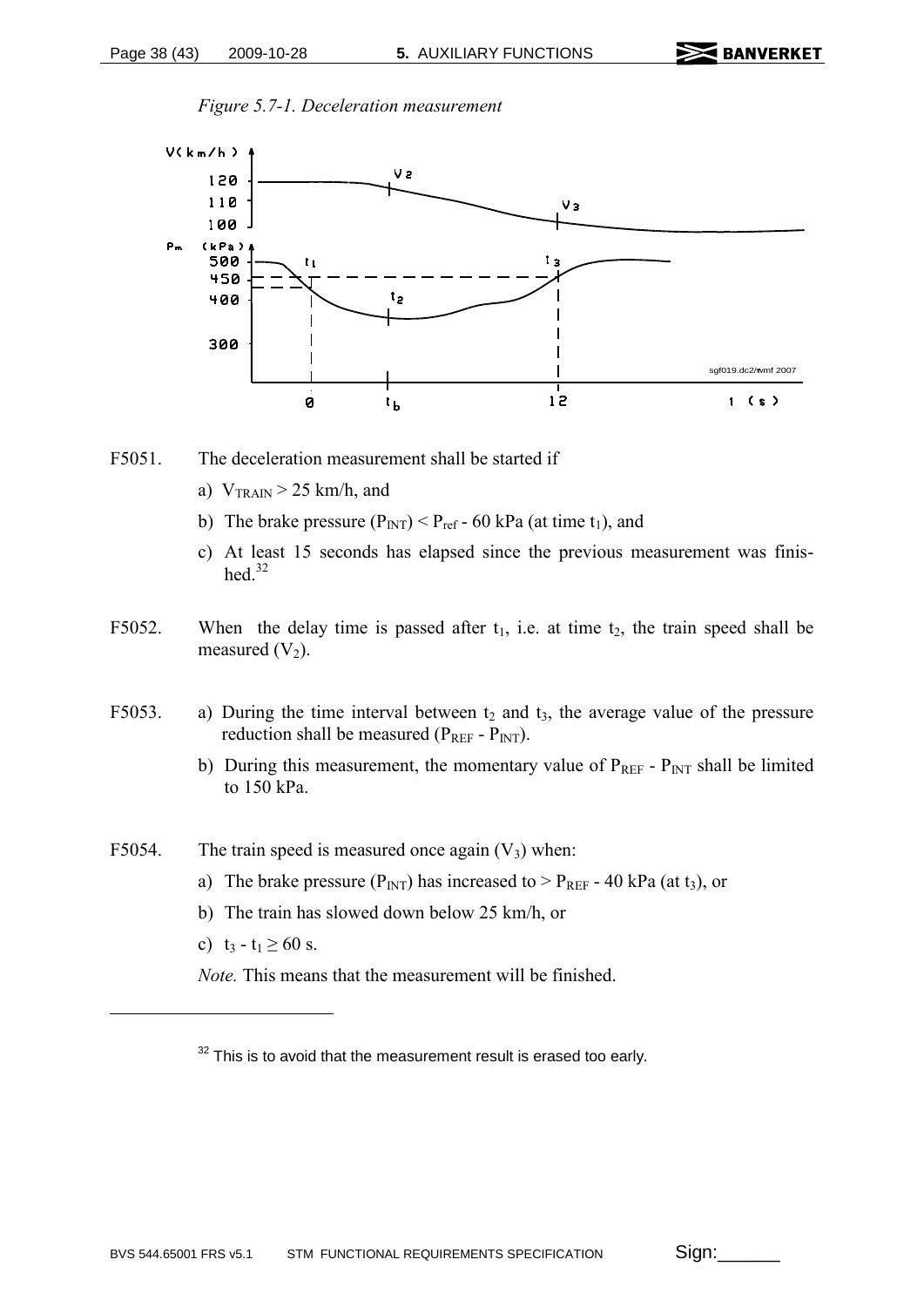*Figure 5.7-1. Deceleration measurement*

F5051. The deceleration measurement shall be started if

a) $V_{TRAIN} > 25$ km/h, and

b) The brake pressure ($P_{INT}$) < $P_{ref}$ - 60 kPa (at time $t_1$), and

c) At least 15 seconds has elapsed since the previous measurement was finished.[32]

F5052. When the delay time is passed after $t_1$, i.e. at time $t_2$, the train speed shall be measured ($V_2$).

F5053. a) During the time interval between $t_2$ and $t_3$, the average value of the pressure reduction shall be measured ($P_{REF}$ - $P_{INT}$).

b) During this measurement, the momentary value of $P_{REF}$ - $P_{INT}$ shall be limited to 150 kPa.

F5054. The train speed is measured once again ($V_3$) when:

a) The brake pressure ($P_{INT}$) has increased to > $P_{REF}$ - 40 kPa (at $t_3$), or

b) The train has slowed down below 25 km/h, or

c) $t_3 - t_1 \geq 60$ s.

*Note.* This means that the measurement will be finished.

---

[32] This is to avoid that the measurement result is erased too early.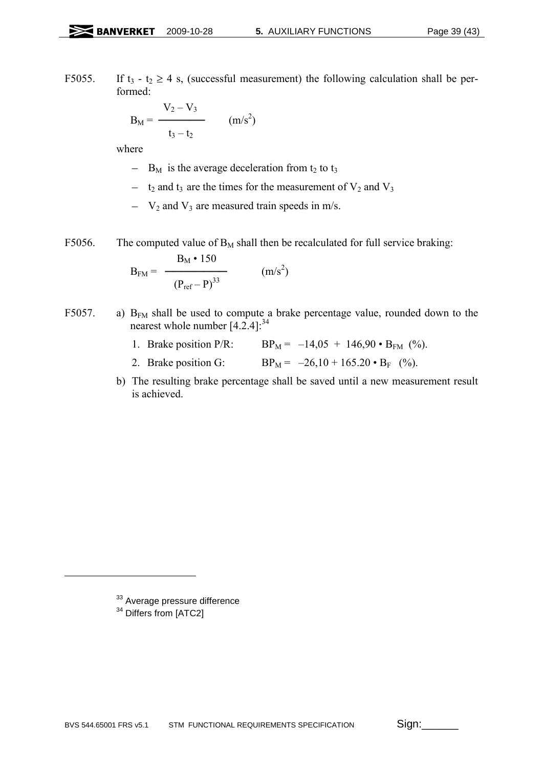F5055. If $t_3$ - $t_2 \geq 4$ s, (successful measurement) the following calculation shall be performed:

$$B_M = \frac{V_2 - V_3}{t_3 - t_2} \qquad (m/s^2)$$

where

- $B_M$ is the average deceleration from $t_2$ to $t_3$
- $t_2$ and $t_3$ are the times for the measurement of $V_2$ and $V_3$
- $V_2$ and $V_3$ are measured train speeds in m/s.

F5056. The computed value of $B_M$ shall then be recalculated for full service braking:

$$B_{FM} = \frac{B_M \cdot 150}{(P_{ref} - P)^{33}} \qquad (m/s^2)$$

F5057.

a) $B_{FM}$ shall be used to compute a brake percentage value, rounded down to the nearest whole number [4.2.4]:[34]

1. Brake position P/R: $BP_M = -14,05 + 146,90 \cdot B_{FM}$ (%).
2. Brake position G: $BP_M = -26,10 + 165.20 \cdot B_F$ (%).

b) The resulting brake percentage shall be saved until a new measurement result is achieved.

[33] Average pressure difference

[34] Differs from [ATC2]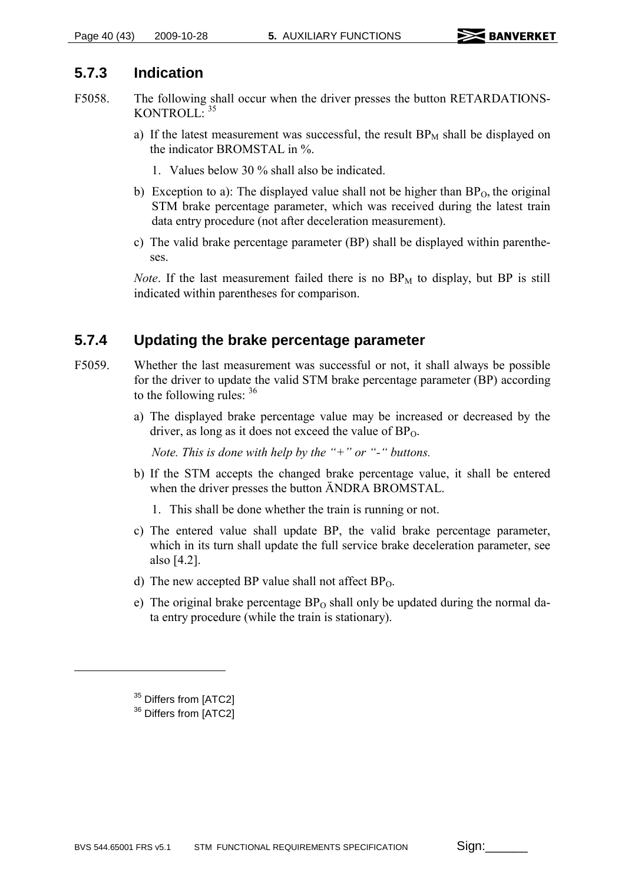### 5.7.3 Indication

F5058. The following shall occur when the driver presses the button RETARDATIONS-KONTROLL: [35]

a) If the latest measurement was successful, the result $BP_M$ shall be displayed on the indicator BROMSTAL in %.

   1. Values below 30 % shall also be indicated.

b) Exception to a): The displayed value shall not be higher than $BP_O$, the original STM brake percentage parameter, which was received during the latest train data entry procedure (not after deceleration measurement).

c) The valid brake percentage parameter (BP) shall be displayed within parentheses.

*Note*. If the last measurement failed there is no $BP_M$ to display, but BP is still indicated within parentheses for comparison.

### 5.7.4 Updating the brake percentage parameter

F5059. Whether the last measurement was successful or not, it shall always be possible for the driver to update the valid STM brake percentage parameter (BP) according to the following rules: [36]

a) The displayed brake percentage value may be increased or decreased by the driver, as long as it does not exceed the value of $BP_O$.

   *Note. This is done with help by the "+" or "-" buttons.*

b) If the STM accepts the changed brake percentage value, it shall be entered when the driver presses the button ÄNDRA BROMSTAL.

   1. This shall be done whether the train is running or not.

c) The entered value shall update BP, the valid brake percentage parameter, which in its turn shall update the full service brake deceleration parameter, see also [4.2].

d) The new accepted BP value shall not affect $BP_O$.

e) The original brake percentage $BP_O$ shall only be updated during the normal data entry procedure (while the train is stationary).

---

[35] Differs from [ATC2]

[36] Differs from [ATC2]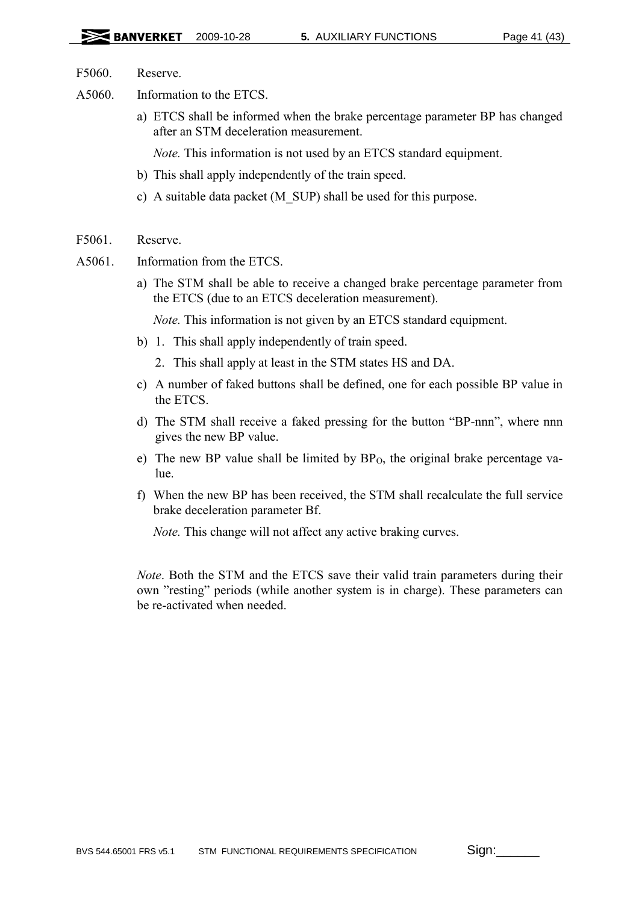F5060. Reserve.

A5060. Information to the ETCS.

a) ETCS shall be informed when the brake percentage parameter BP has changed after an STM deceleration measurement.

   *Note.* This information is not used by an ETCS standard equipment.

b) This shall apply independently of the train speed.

c) A suitable data packet (M_SUP) shall be used for this purpose.

F5061. Reserve.

A5061. Information from the ETCS.

a) The STM shall be able to receive a changed brake percentage parameter from the ETCS (due to an ETCS deceleration measurement).

   *Note.* This information is not given by an ETCS standard equipment.

b) 1. This shall apply independently of train speed.

   2. This shall apply at least in the STM states HS and DA.

c) A number of faked buttons shall be defined, one for each possible BP value in the ETCS.

d) The STM shall receive a faked pressing for the button "BP-nnn", where nnn gives the new BP value.

e) The new BP value shall be limited by $BP_O$, the original brake percentage value.

f) When the new BP has been received, the STM shall recalculate the full service brake deceleration parameter Bf.

   *Note.* This change will not affect any active braking curves.

*Note*. Both the STM and the ETCS save their valid train parameters during their own "resting" periods (while another system is in charge). These parameters can be re-activated when needed.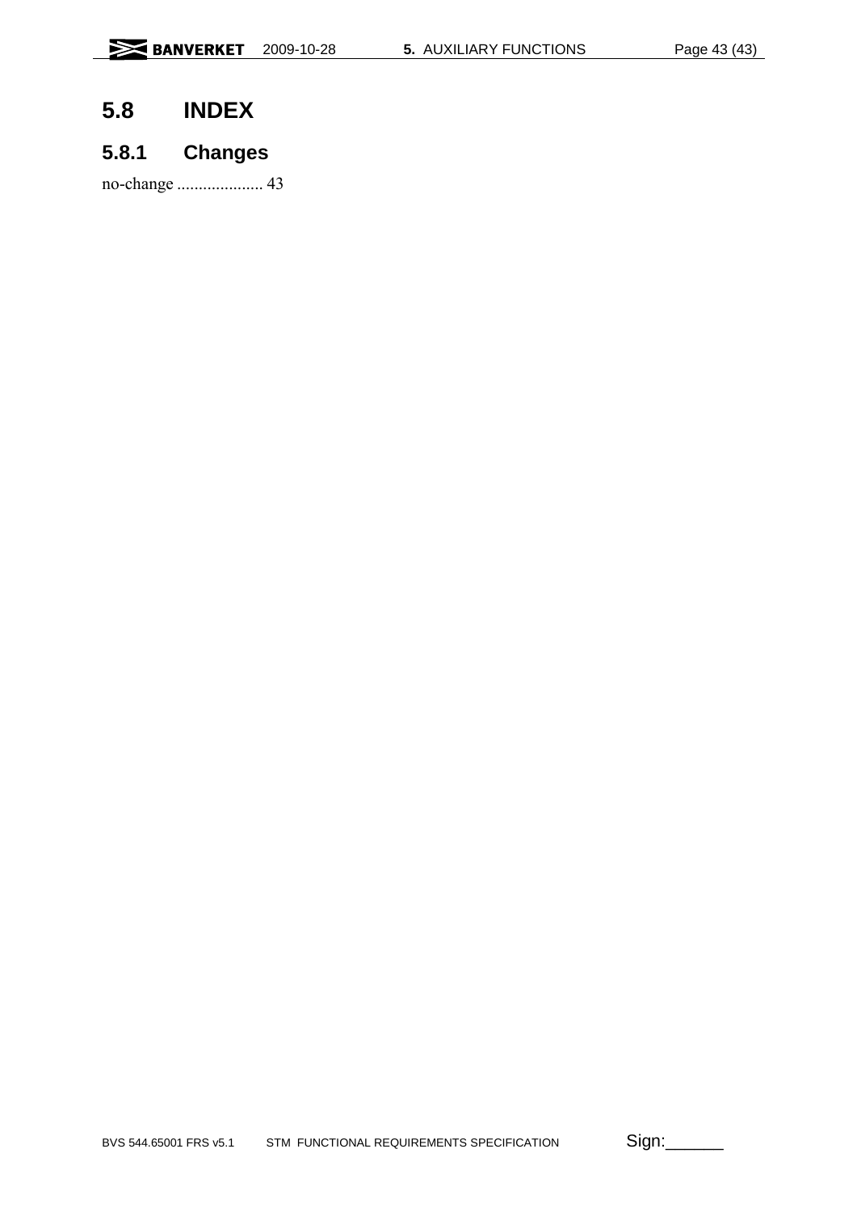## 5.8 INDEX

### 5.8.1 Changes

no-change .................... 43